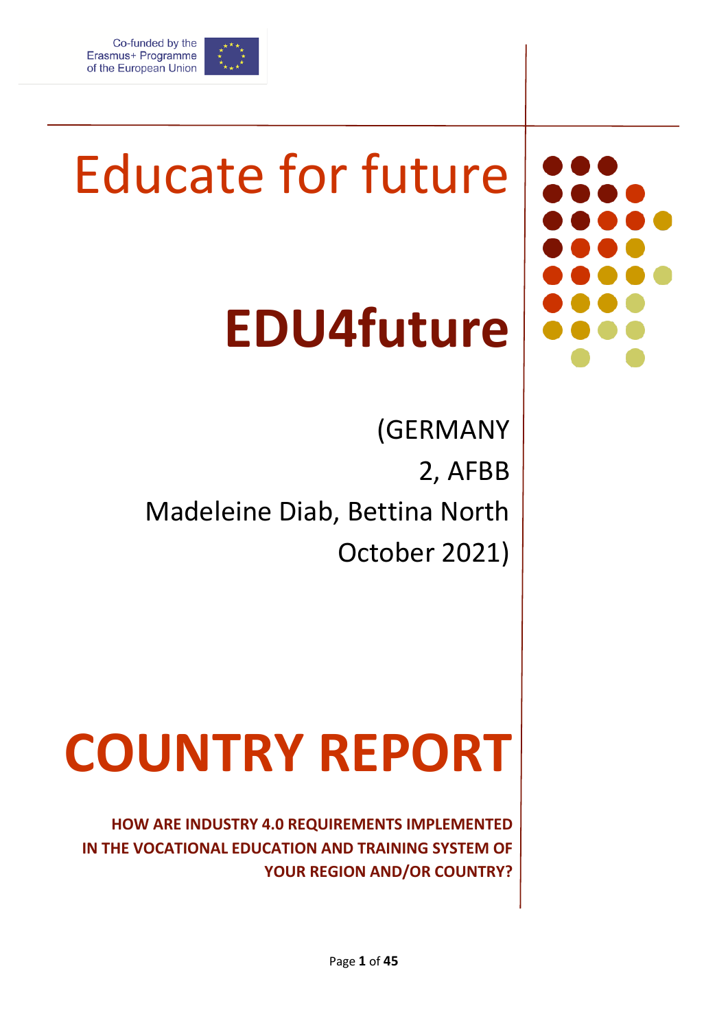Co-funded by the Erasmus+ Programme of the European Union

# Educate for future

# EDU4future

(GERMANY 2, AFBB
Madeleine Diab, Bettina North
October 2021)

# COUNTRY REPORT

**HOW ARE INDUSTRY 4.0 REQUIREMENTS IMPLEMENTED IN THE VOCATIONAL EDUCATION AND TRAINING SYSTEM OF YOUR REGION AND/OR COUNTRY?**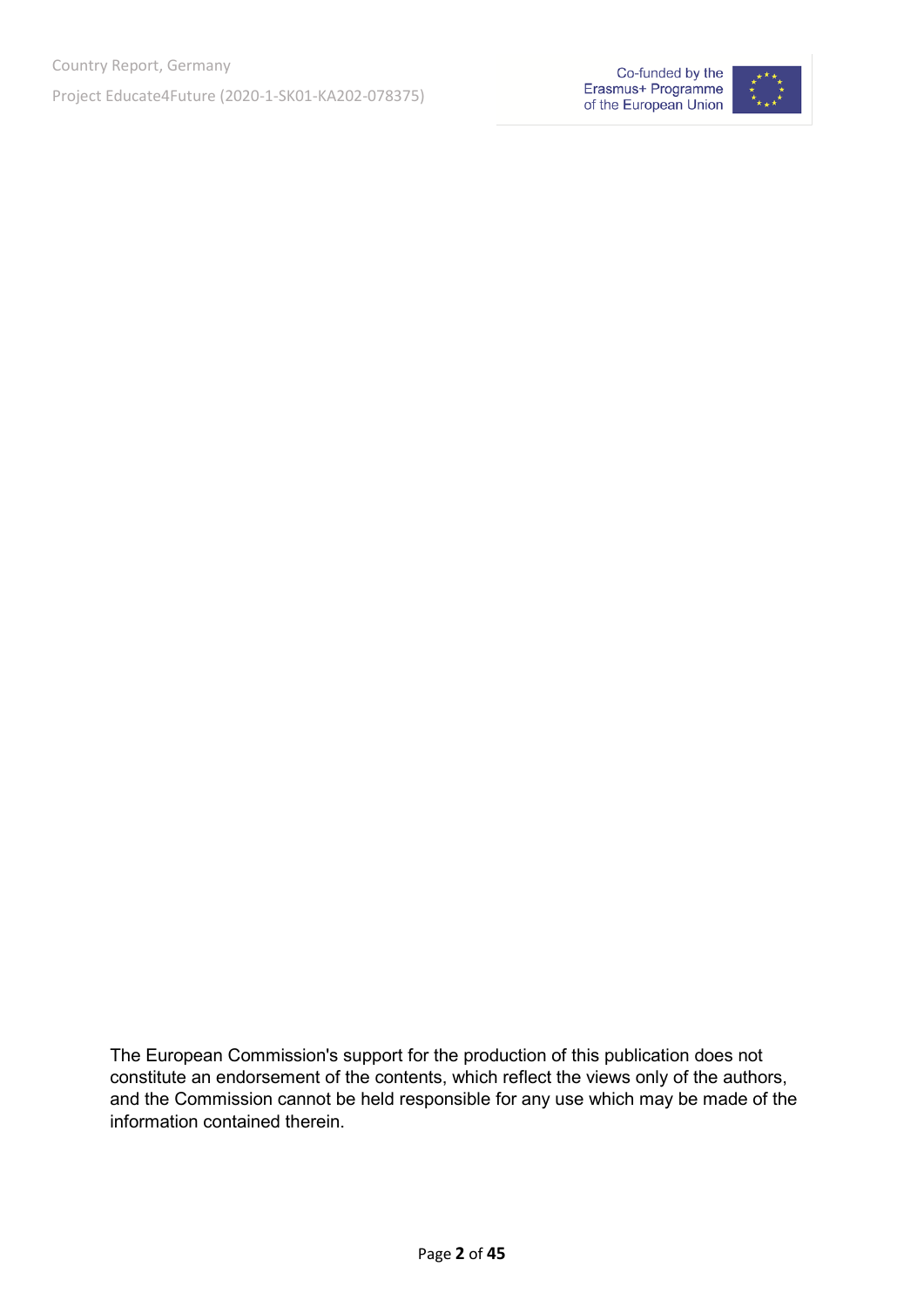The European Commission's support for the production of this publication does not constitute an endorsement of the contents, which reflect the views only of the authors, and the Commission cannot be held responsible for any use which may be made of the information contained therein.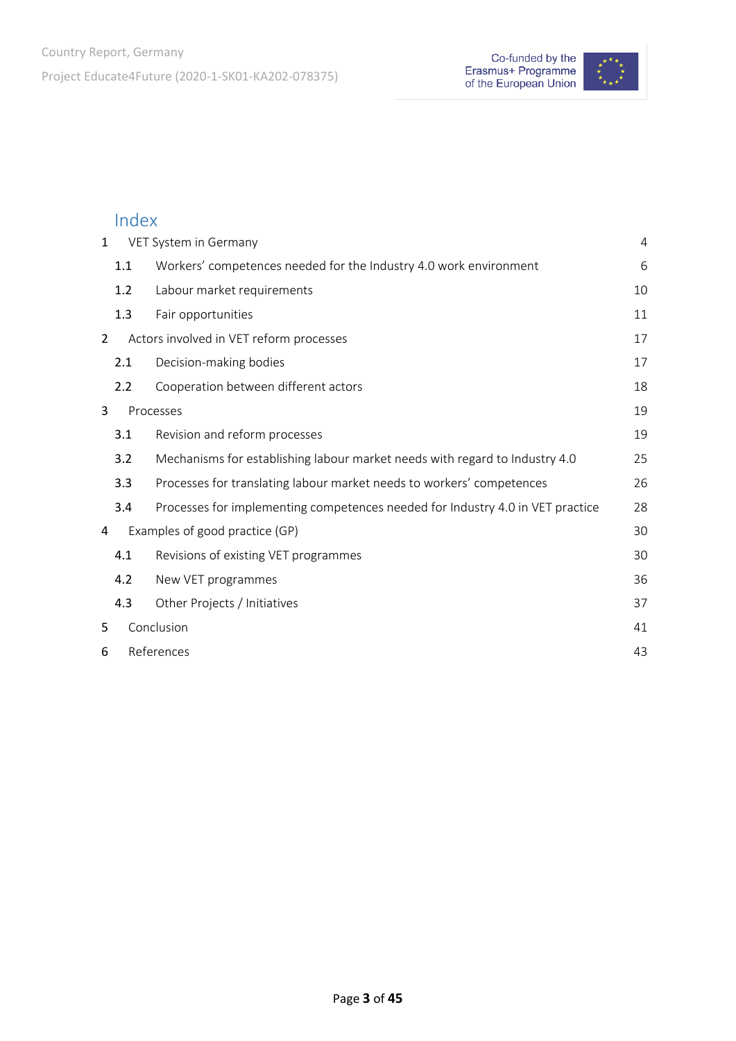# Index

| | | |
|---|---|---|
| 1 | VET System in Germany | 4 |
| 1.1 | Workers' competences needed for the Industry 4.0 work environment | 6 |
| 1.2 | Labour market requirements | 10 |
| 1.3 | Fair opportunities | 11 |
| 2 | Actors involved in VET reform processes | 17 |
| 2.1 | Decision-making bodies | 17 |
| 2.2 | Cooperation between different actors | 18 |
| 3 | Processes | 19 |
| 3.1 | Revision and reform processes | 19 |
| 3.2 | Mechanisms for establishing labour market needs with regard to Industry 4.0 | 25 |
| 3.3 | Processes for translating labour market needs to workers' competences | 26 |
| 3.4 | Processes for implementing competences needed for Industry 4.0 in VET practice | 28 |
| 4 | Examples of good practice (GP) | 30 |
| 4.1 | Revisions of existing VET programmes | 30 |
| 4.2 | New VET programmes | 36 |
| 4.3 | Other Projects / Initiatives | 37 |
| 5 | Conclusion | 41 |
| 6 | References | 43 |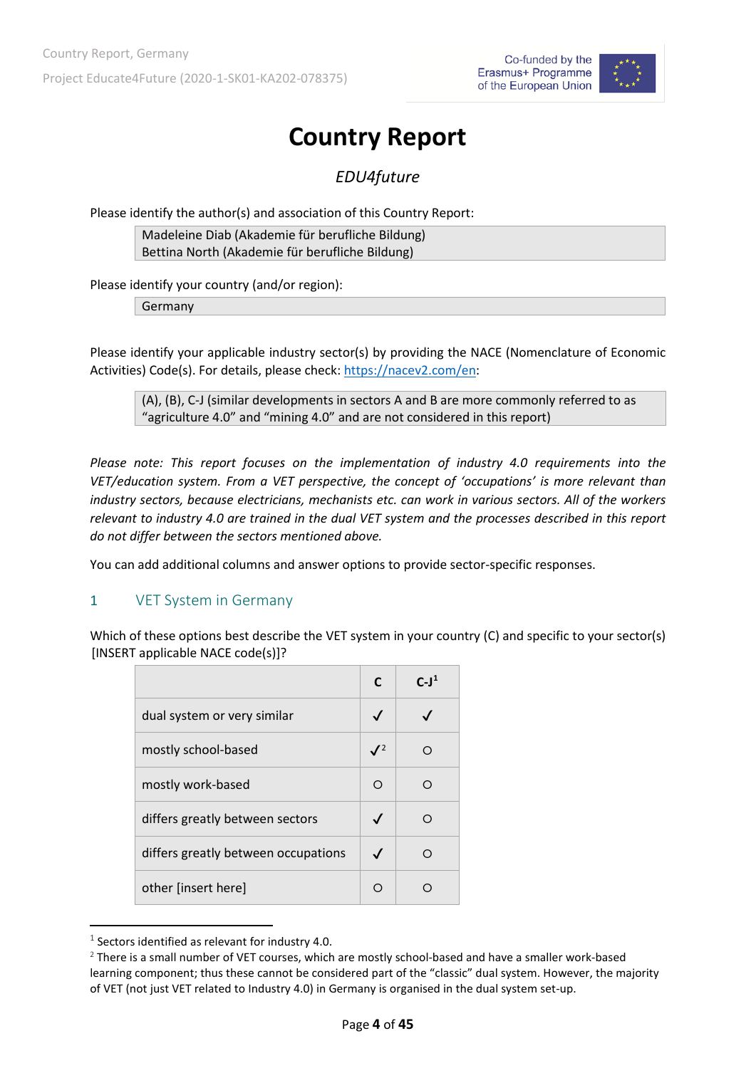# Country Report

*EDU4future*

Please identify the author(s) and association of this Country Report:

> Madeleine Diab (Akademie für berufliche Bildung)
> Bettina North (Akademie für berufliche Bildung)

Please identify your country (and/or region):

> Germany

Please identify your applicable industry sector(s) by providing the NACE (Nomenclature of Economic Activities) Code(s). For details, please check: https://nacev2.com/en:

> (A), (B), C-J (similar developments in sectors A and B are more commonly referred to as "agriculture 4.0" and "mining 4.0" and are not considered in this report)

*Please note: This report focuses on the implementation of industry 4.0 requirements into the VET/education system. From a VET perspective, the concept of 'occupations' is more relevant than industry sectors, because electricians, mechanists etc. can work in various sectors. All of the workers relevant to industry 4.0 are trained in the dual VET system and the processes described in this report do not differ between the sectors mentioned above.*

You can add additional columns and answer options to provide sector-specific responses.

## 1 VET System in Germany

Which of these options best describe the VET system in your country (C) and specific to your sector(s) [INSERT applicable NACE code(s)]?

| | C | C-J[1] |
|---|---|---|
| dual system or very similar | ✓ | ✓ |
| mostly school-based | ✓[2] | ○ |
| mostly work-based | ○ | ○ |
| differs greatly between sectors | ✓ | ○ |
| differs greatly between occupations | ✓ | ○ |
| other [insert here] | ○ | ○ |

[1] Sectors identified as relevant for industry 4.0.

[2] There is a small number of VET courses, which are mostly school-based and have a smaller work-based learning component; thus these cannot be considered part of the "classic" dual system. However, the majority of VET (not just VET related to Industry 4.0) in Germany is organised in the dual system set-up.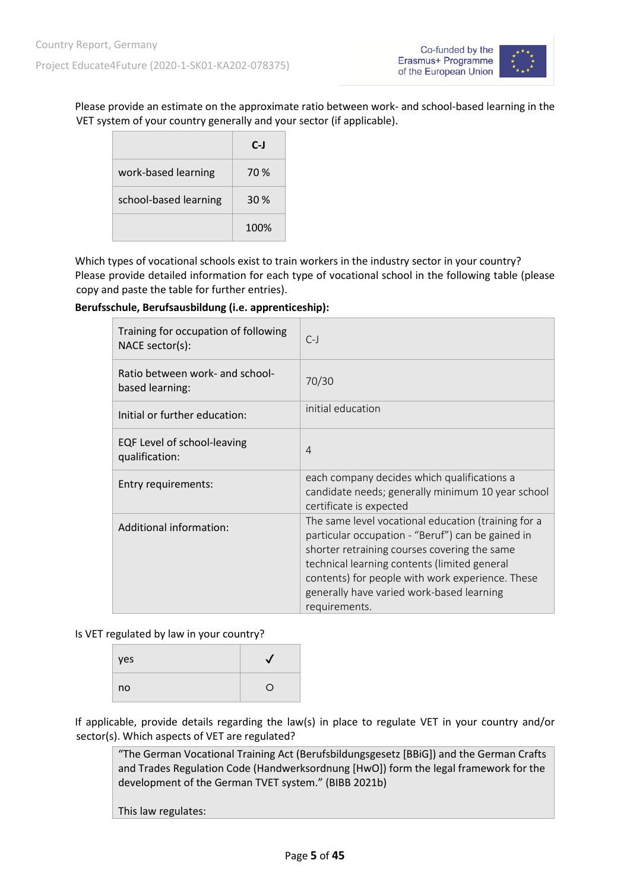Please provide an estimate on the approximate ratio between work- and school-based learning in the VET system of your country generally and your sector (if applicable).

| | C-J |
|---|---|
| work-based learning | 70 % |
| school-based learning | 30 % |
| | 100% |

Which types of vocational schools exist to train workers in the industry sector in your country? Please provide detailed information for each type of vocational school in the following table (please copy and paste the table for further entries).

**Berufsschule, Berufsausbildung (i.e. apprenticeship):**

| | |
|---|---|
| Training for occupation of following NACE sector(s): | C-J |
| Ratio between work- and school-based learning: | 70/30 |
| Initial or further education: | initial education |
| EQF Level of school-leaving qualification: | 4 |
| Entry requirements: | each company decides which qualifications a candidate needs; generally minimum 10 year school certificate is expected |
| Additional information: | The same level vocational education (training for a particular occupation - "Beruf") can be gained in shorter retraining courses covering the same technical learning contents (limited general contents) for people with work experience. These generally have varied work-based learning requirements. |

Is VET regulated by law in your country?

| | |
|---|---|
| yes | ✓ |
| no | ○ |

If applicable, provide details regarding the law(s) in place to regulate VET in your country and/or sector(s). Which aspects of VET are regulated?

"The German Vocational Training Act (Berufsbildungsgesetz [BBiG]) and the German Crafts and Trades Regulation Code (Handwerksordnung [HwO]) form the legal framework for the development of the German TVET system." (BIBB 2021b)

This law regulates: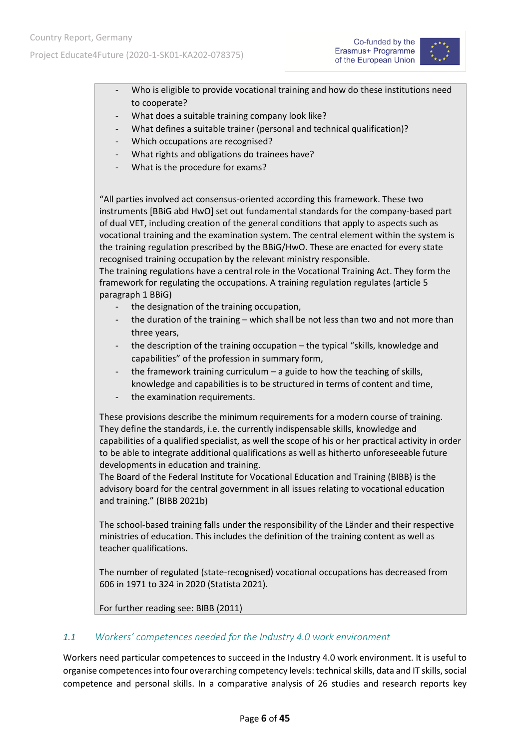- Who is eligible to provide vocational training and how do these institutions need to cooperate?
- What does a suitable training company look like?
- What defines a suitable trainer (personal and technical qualification)?
- Which occupations are recognised?
- What rights and obligations do trainees have?
- What is the procedure for exams?

"All parties involved act consensus-oriented according this framework. These two instruments [BBiG abd HwO] set out fundamental standards for the company-based part of dual VET, including creation of the general conditions that apply to aspects such as vocational training and the examination system. The central element within the system is the training regulation prescribed by the BBiG/HwO. These are enacted for every state recognised training occupation by the relevant ministry responsible.
The training regulations have a central role in the Vocational Training Act. They form the framework for regulating the occupations. A training regulation regulates (article 5 paragraph 1 BBiG)

- the designation of the training occupation,
- the duration of the training – which shall be not less than two and not more than three years,
- the description of the training occupation – the typical "skills, knowledge and capabilities" of the profession in summary form,
- the framework training curriculum – a guide to how the teaching of skills, knowledge and capabilities is to be structured in terms of content and time,
- the examination requirements.

These provisions describe the minimum requirements for a modern course of training. They define the standards, i.e. the currently indispensable skills, knowledge and capabilities of a qualified specialist, as well the scope of his or her practical activity in order to be able to integrate additional qualifications as well as hitherto unforeseeable future developments in education and training.
The Board of the Federal Institute for Vocational Education and Training (BIBB) is the advisory board for the central government in all issues relating to vocational education and training." (BIBB 2021b)

The school-based training falls under the responsibility of the Länder and their respective ministries of education. This includes the definition of the training content as well as teacher qualifications.

The number of regulated (state-recognised) vocational occupations has decreased from 606 in 1971 to 324 in 2020 (Statista 2021).

For further reading see: BIBB (2011)

## *1.1 Workers' competences needed for the Industry 4.0 work environment*

Workers need particular competences to succeed in the Industry 4.0 work environment. It is useful to organise competences into four overarching competency levels: technical skills, data and IT skills, social competence and personal skills. In a comparative analysis of 26 studies and research reports key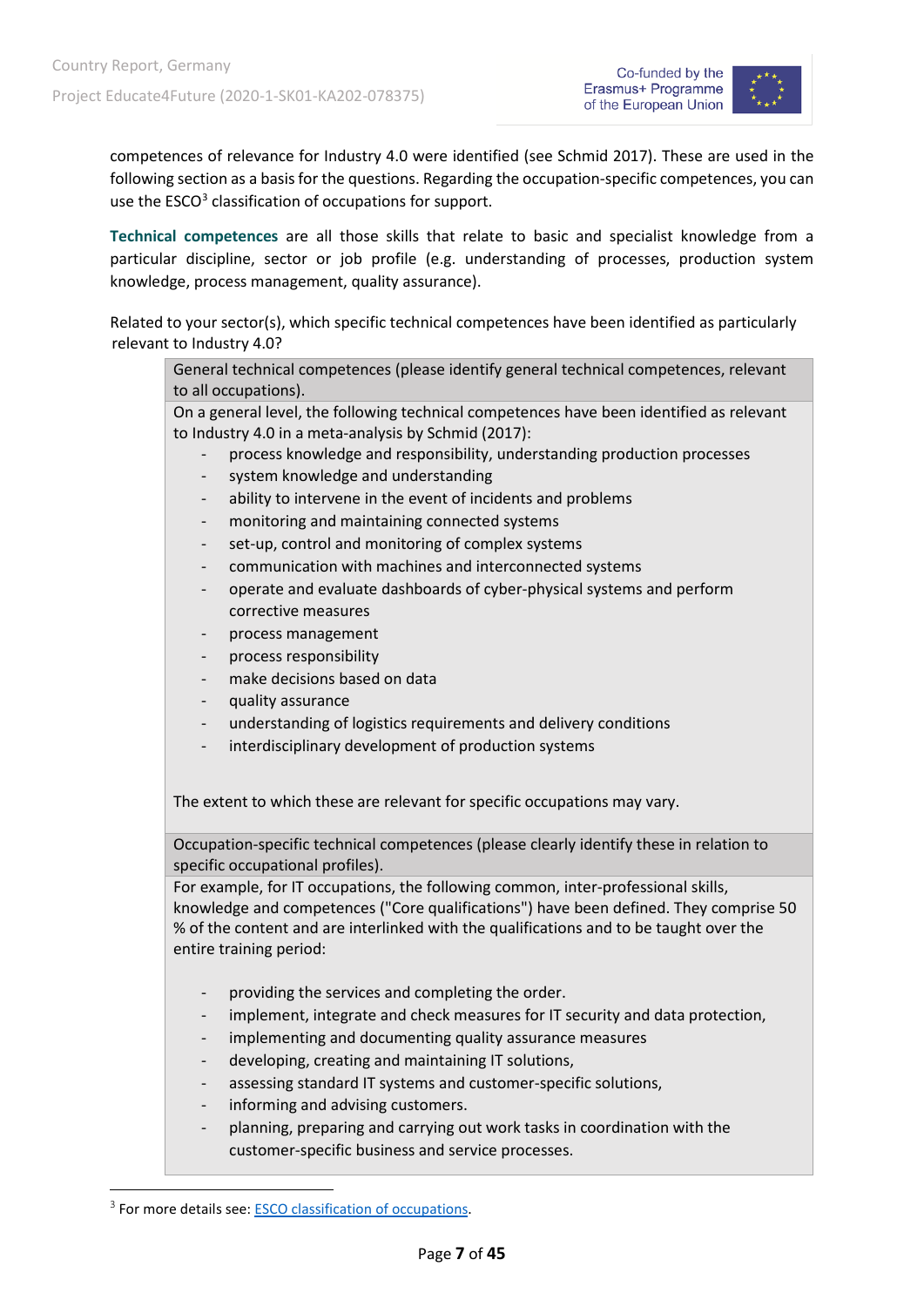competences of relevance for Industry 4.0 were identified (see Schmid 2017). These are used in the following section as a basis for the questions. Regarding the occupation-specific competences, you can use the ESCO[3] classification of occupations for support.

**Technical competences** are all those skills that relate to basic and specialist knowledge from a particular discipline, sector or job profile (e.g. understanding of processes, production system knowledge, process management, quality assurance).

Related to your sector(s), which specific technical competences have been identified as particularly relevant to Industry 4.0?

| General technical competences (please identify general technical competences, relevant to all occupations). |
|---|
| On a general level, the following technical competences have been identified as relevant to Industry 4.0 in a meta-analysis by Schmid (2017):<br>- process knowledge and responsibility, understanding production processes<br>- system knowledge and understanding<br>- ability to intervene in the event of incidents and problems<br>- monitoring and maintaining connected systems<br>- set-up, control and monitoring of complex systems<br>- communication with machines and interconnected systems<br>- operate and evaluate dashboards of cyber-physical systems and perform corrective measures<br>- process management<br>- process responsibility<br>- make decisions based on data<br>- quality assurance<br>- understanding of logistics requirements and delivery conditions<br>- interdisciplinary development of production systems<br><br>The extent to which these are relevant for specific occupations may vary. |
| Occupation-specific technical competences (please clearly identify these in relation to specific occupational profiles). |
| For example, for IT occupations, the following common, inter-professional skills, knowledge and competences ("Core qualifications") have been defined. They comprise 50 % of the content and are interlinked with the qualifications and to be taught over the entire training period:<br><br>- providing the services and completing the order.<br>- implement, integrate and check measures for IT security and data protection,<br>- implementing and documenting quality assurance measures<br>- developing, creating and maintaining IT solutions,<br>- assessing standard IT systems and customer-specific solutions,<br>- informing and advising customers.<br>- planning, preparing and carrying out work tasks in coordination with the customer-specific business and service processes. |

[3] For more details see: ESCO classification of occupations.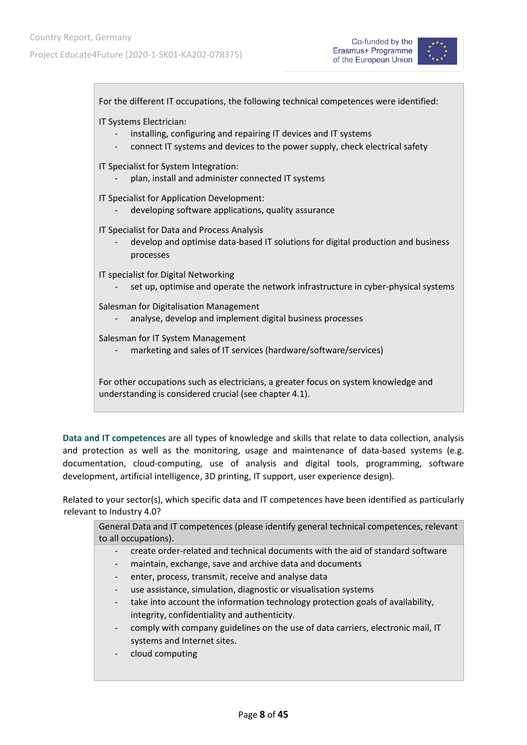For the different IT occupations, the following technical competences were identified:

IT Systems Electrician:

- installing, configuring and repairing IT devices and IT systems
- connect IT systems and devices to the power supply, check electrical safety

IT Specialist for System Integration:

- plan, install and administer connected IT systems

IT Specialist for Application Development:

- developing software applications, quality assurance

IT Specialist for Data and Process Analysis

- develop and optimise data-based IT solutions for digital production and business processes

IT specialist for Digital Networking

- set up, optimise and operate the network infrastructure in cyber-physical systems

Salesman for Digitalisation Management

- analyse, develop and implement digital business processes

Salesman for IT System Management

- marketing and sales of IT services (hardware/software/services)

For other occupations such as electricians, a greater focus on system knowledge and understanding is considered crucial (see chapter 4.1).

**Data and IT competences** are all types of knowledge and skills that relate to data collection, analysis and protection as well as the monitoring, usage and maintenance of data-based systems (e.g. documentation, cloud-computing, use of analysis and digital tools, programming, software development, artificial intelligence, 3D printing, IT support, user experience design).

Related to your sector(s), which specific data and IT competences have been identified as particularly relevant to Industry 4.0?

| General Data and IT competences (please identify general technical competences, relevant to all occupations). |
|---|
| - create order-related and technical documents with the aid of standard software<br>- maintain, exchange, save and archive data and documents<br>- enter, process, transmit, receive and analyse data<br>- use assistance, simulation, diagnostic or visualisation systems<br>- take into account the information technology protection goals of availability, integrity, confidentiality and authenticity.<br>- comply with company guidelines on the use of data carriers, electronic mail, IT systems and Internet sites.<br>- cloud computing |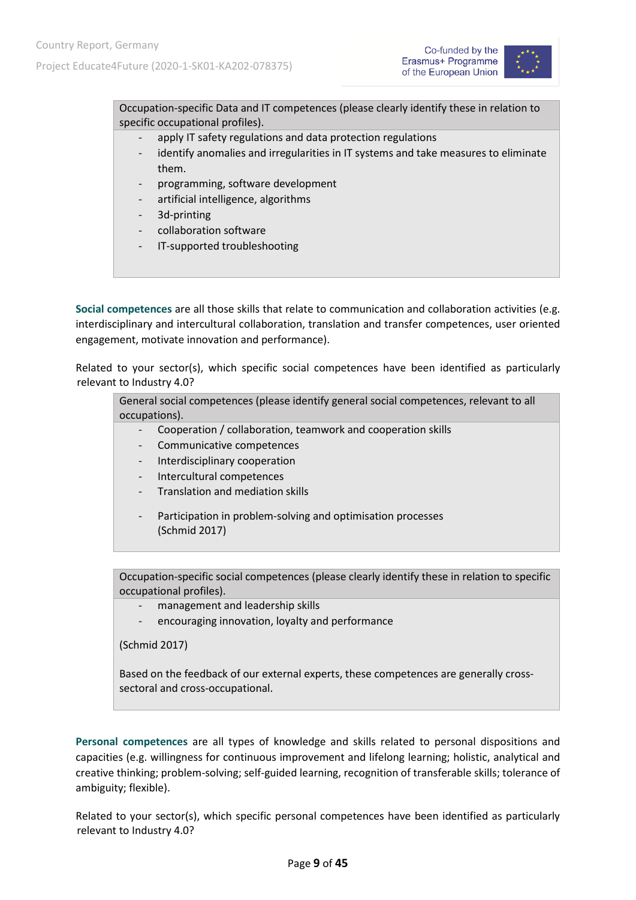| Occupation-specific Data and IT competences (please clearly identify these in relation to specific occupational profiles). |
|---|
| - apply IT safety regulations and data protection regulations<br>- identify anomalies and irregularities in IT systems and take measures to eliminate them.<br>- programming, software development<br>- artificial intelligence, algorithms<br>- 3d-printing<br>- collaboration software<br>- IT-supported troubleshooting |

**Social competences** are all those skills that relate to communication and collaboration activities (e.g. interdisciplinary and intercultural collaboration, translation and transfer competences, user oriented engagement, motivate innovation and performance).

Related to your sector(s), which specific social competences have been identified as particularly relevant to Industry 4.0?

| General social competences (please identify general social competences, relevant to all occupations). |
|---|
| - Cooperation / collaboration, teamwork and cooperation skills<br>- Communicative competences<br>- Interdisciplinary cooperation<br>- Intercultural competences<br>- Translation and mediation skills<br>- Participation in problem-solving and optimisation processes (Schmid 2017) |

| Occupation-specific social competences (please clearly identify these in relation to specific occupational profiles). |
|---|
| - management and leadership skills<br>- encouraging innovation, loyalty and performance<br><br>(Schmid 2017)<br><br>Based on the feedback of our external experts, these competences are generally cross-sectoral and cross-occupational. |

**Personal competences** are all types of knowledge and skills related to personal dispositions and capacities (e.g. willingness for continuous improvement and lifelong learning; holistic, analytical and creative thinking; problem-solving; self-guided learning, recognition of transferable skills; tolerance of ambiguity; flexible).

Related to your sector(s), which specific personal competences have been identified as particularly relevant to Industry 4.0?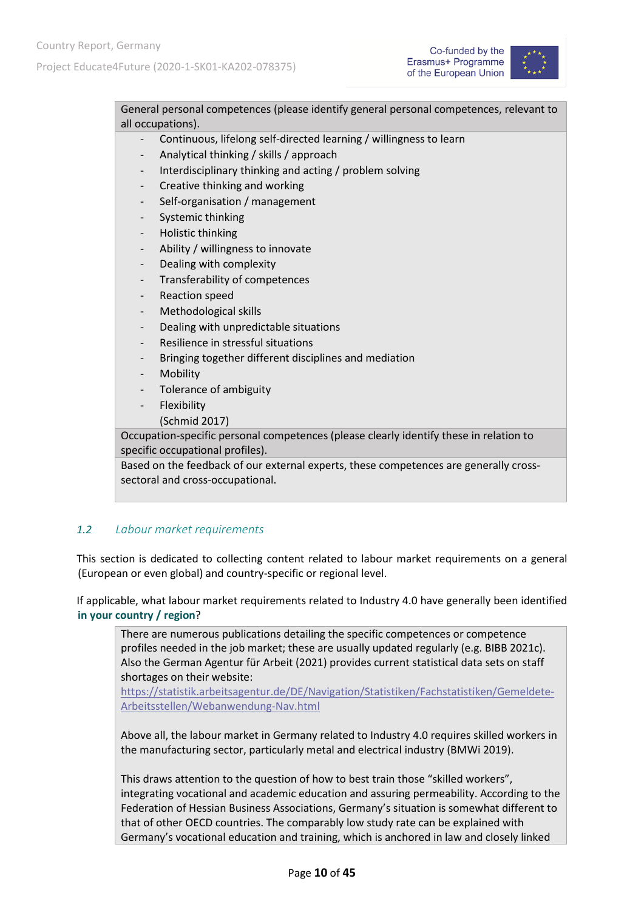| General personal competences (please identify general personal competences, relevant to all occupations). |
|---|
| - Continuous, lifelong self-directed learning / willingness to learn<br>- Analytical thinking / skills / approach<br>- Interdisciplinary thinking and acting / problem solving<br>- Creative thinking and working<br>- Self-organisation / management<br>- Systemic thinking<br>- Holistic thinking<br>- Ability / willingness to innovate<br>- Dealing with complexity<br>- Transferability of competences<br>- Reaction speed<br>- Methodological skills<br>- Dealing with unpredictable situations<br>- Resilience in stressful situations<br>- Bringing together different disciplines and mediation<br>- Mobility<br>- Tolerance of ambiguity<br>- Flexibility<br>(Schmid 2017) |
| Occupation-specific personal competences (please clearly identify these in relation to specific occupational profiles). |
| Based on the feedback of our external experts, these competences are generally cross-sectoral and cross-occupational. |

## 1.2 Labour market requirements

This section is dedicated to collecting content related to labour market requirements on a general (European or even global) and country-specific or regional level.

If applicable, what labour market requirements related to Industry 4.0 have generally been identified **in your country / region**?

> There are numerous publications detailing the specific competences or competence profiles needed in the job market; these are usually updated regularly (e.g. BIBB 2021c). Also the German Agentur für Arbeit (2021) provides current statistical data sets on staff shortages on their website: https://statistik.arbeitsagentur.de/DE/Navigation/Statistiken/Fachstatistiken/Gemeldete-Arbeitsstellen/Webanwendung-Nav.html
>
> Above all, the labour market in Germany related to Industry 4.0 requires skilled workers in the manufacturing sector, particularly metal and electrical industry (BMWi 2019).
>
> This draws attention to the question of how to best train those "skilled workers", integrating vocational and academic education and assuring permeability. According to the Federation of Hessian Business Associations, Germany's situation is somewhat different to that of other OECD countries. The comparably low study rate can be explained with Germany's vocational education and training, which is anchored in law and closely linked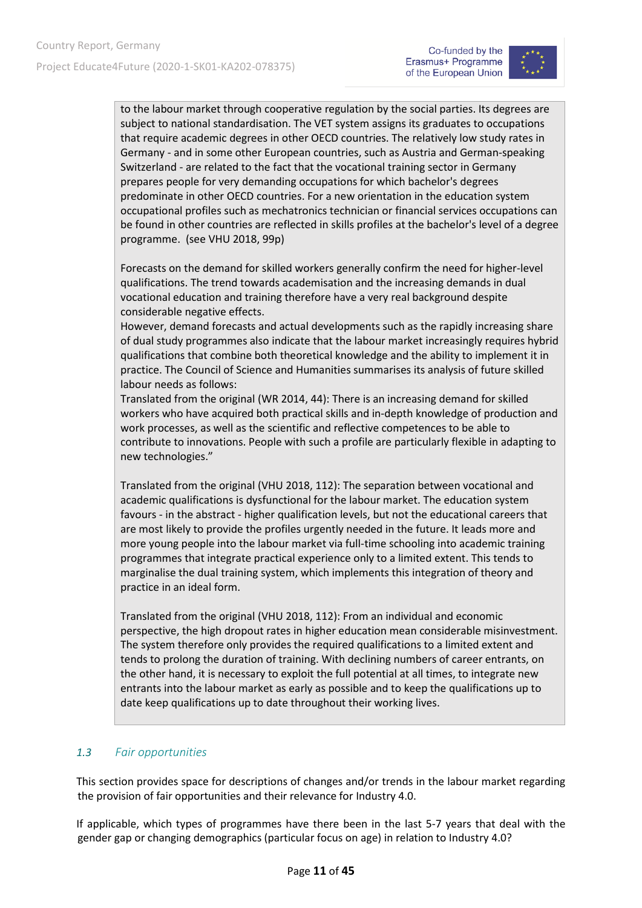to the labour market through cooperative regulation by the social parties. Its degrees are subject to national standardisation. The VET system assigns its graduates to occupations that require academic degrees in other OECD countries. The relatively low study rates in Germany - and in some other European countries, such as Austria and German-speaking Switzerland - are related to the fact that the vocational training sector in Germany prepares people for very demanding occupations for which bachelor's degrees predominate in other OECD countries. For a new orientation in the education system occupational profiles such as mechatronics technician or financial services occupations can be found in other countries are reflected in skills profiles at the bachelor's level of a degree programme. (see VHU 2018, 99p)

Forecasts on the demand for skilled workers generally confirm the need for higher-level qualifications. The trend towards academisation and the increasing demands in dual vocational education and training therefore have a very real background despite considerable negative effects.
However, demand forecasts and actual developments such as the rapidly increasing share of dual study programmes also indicate that the labour market increasingly requires hybrid qualifications that combine both theoretical knowledge and the ability to implement it in practice. The Council of Science and Humanities summarises its analysis of future skilled labour needs as follows:
Translated from the original (WR 2014, 44): There is an increasing demand for skilled workers who have acquired both practical skills and in-depth knowledge of production and work processes, as well as the scientific and reflective competences to be able to contribute to innovations. People with such a profile are particularly flexible in adapting to new technologies."

Translated from the original (VHU 2018, 112): The separation between vocational and academic qualifications is dysfunctional for the labour market. The education system favours - in the abstract - higher qualification levels, but not the educational careers that are most likely to provide the profiles urgently needed in the future. It leads more and more young people into the labour market via full-time schooling into academic training programmes that integrate practical experience only to a limited extent. This tends to marginalise the dual training system, which implements this integration of theory and practice in an ideal form.

Translated from the original (VHU 2018, 112): From an individual and economic perspective, the high dropout rates in higher education mean considerable misinvestment. The system therefore only provides the required qualifications to a limited extent and tends to prolong the duration of training. With declining numbers of career entrants, on the other hand, it is necessary to exploit the full potential at all times, to integrate new entrants into the labour market as early as possible and to keep the qualifications up to date keep qualifications up to date throughout their working lives.

## *1.3 Fair opportunities*

This section provides space for descriptions of changes and/or trends in the labour market regarding the provision of fair opportunities and their relevance for Industry 4.0.

If applicable, which types of programmes have there been in the last 5-7 years that deal with the gender gap or changing demographics (particular focus on age) in relation to Industry 4.0?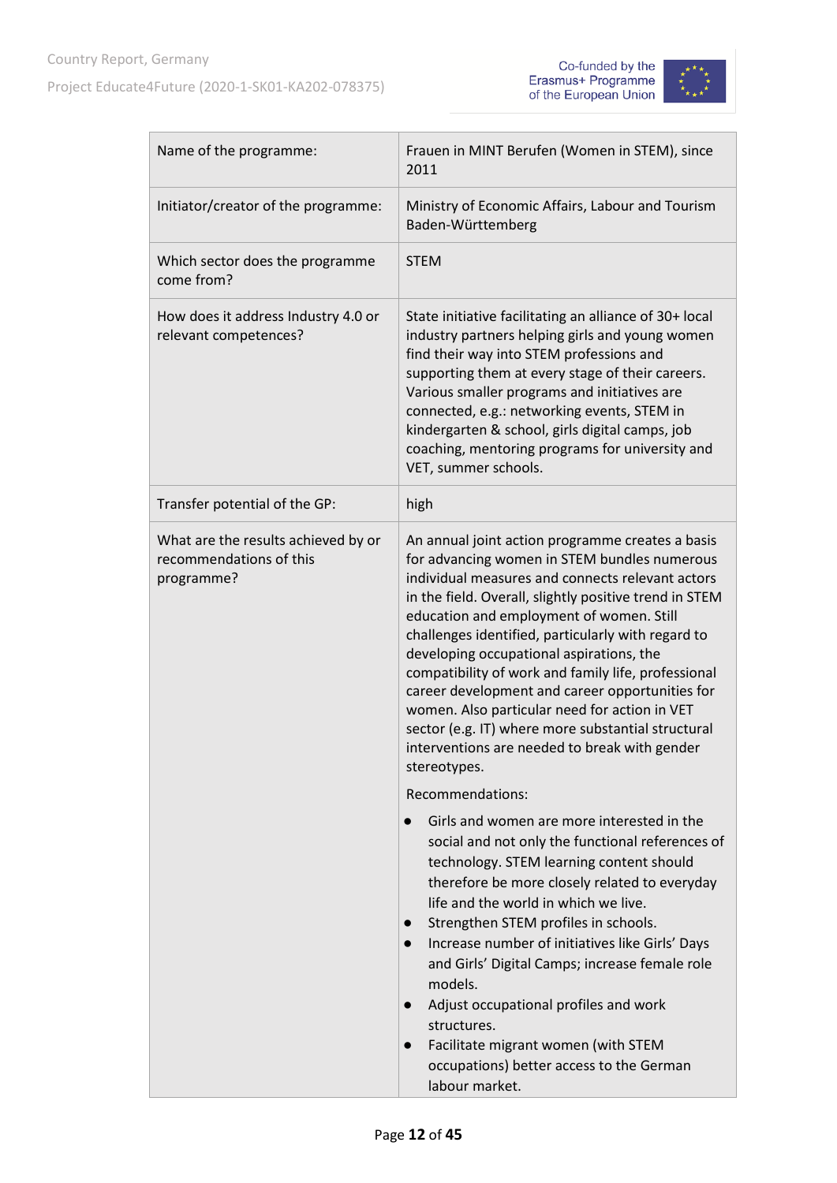| Name of the programme: | Frauen in MINT Berufen (Women in STEM), since 2011 |
|---|---|
| Initiator/creator of the programme: | Ministry of Economic Affairs, Labour and Tourism Baden-Württemberg |
| Which sector does the programme come from? | STEM |
| How does it address Industry 4.0 or relevant competences? | State initiative facilitating an alliance of 30+ local industry partners helping girls and young women find their way into STEM professions and supporting them at every stage of their careers. Various smaller programs and initiatives are connected, e.g.: networking events, STEM in kindergarten & school, girls digital camps, job coaching, mentoring programs for university and VET, summer schools. |
| Transfer potential of the GP: | high |
| What are the results achieved by or recommendations of this programme? | An annual joint action programme creates a basis for advancing women in STEM bundles numerous individual measures and connects relevant actors in the field. Overall, slightly positive trend in STEM education and employment of women. Still challenges identified, particularly with regard to developing occupational aspirations, the compatibility of work and family life, professional career development and career opportunities for women. Also particular need for action in VET sector (e.g. IT) where more substantial structural interventions are needed to break with gender stereotypes.<br><br>Recommendations:<br>• Girls and women are more interested in the social and not only the functional references of technology. STEM learning content should therefore be more closely related to everyday life and the world in which we live.<br>• Strengthen STEM profiles in schools.<br>• Increase number of initiatives like Girls' Days and Girls' Digital Camps; increase female role models.<br>• Adjust occupational profiles and work structures.<br>• Facilitate migrant women (with STEM occupations) better access to the German labour market. |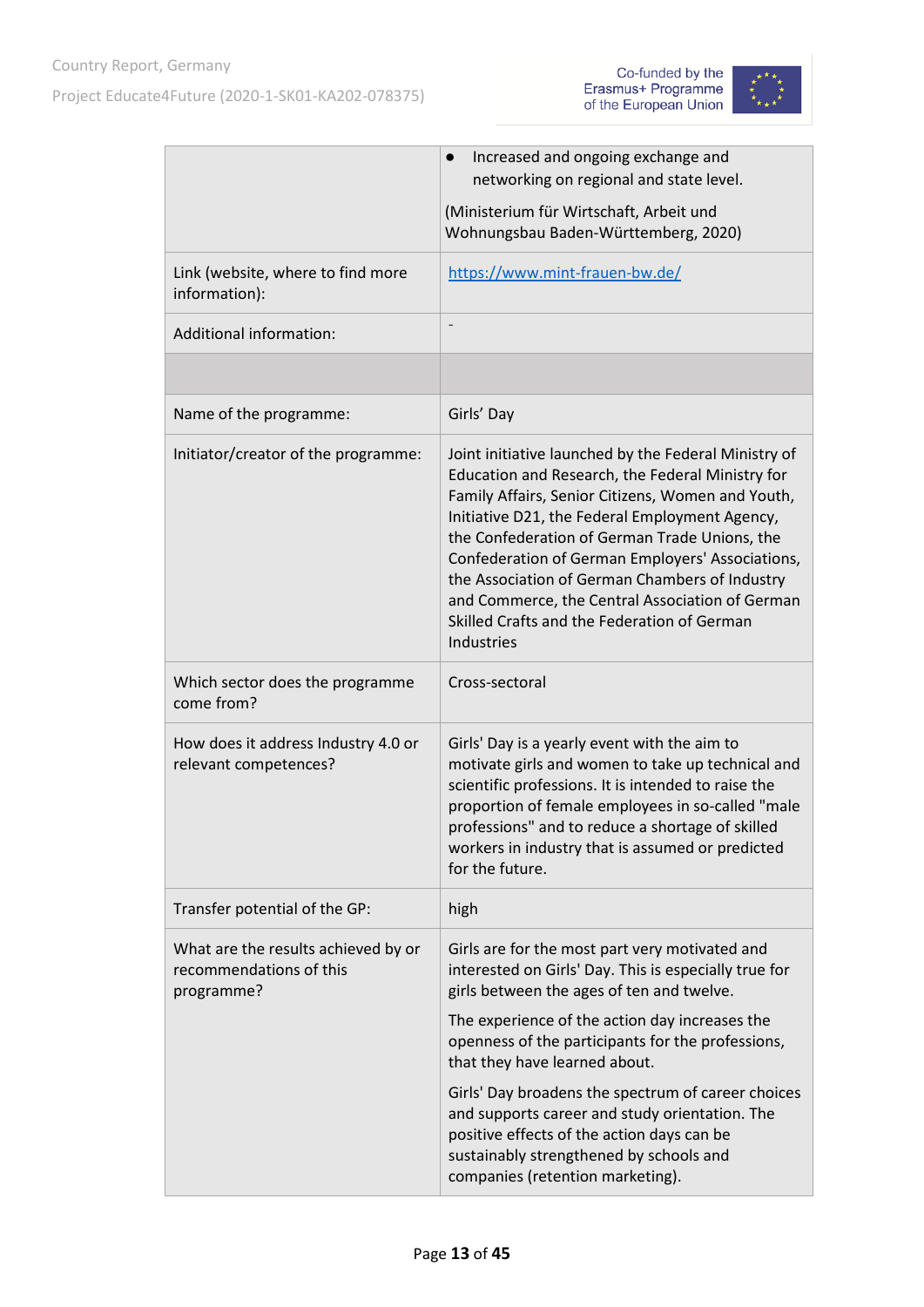| | |
|---|---|
| | • Increased and ongoing exchange and networking on regional and state level.<br><br>(Ministerium für Wirtschaft, Arbeit und Wohnungsbau Baden-Württemberg, 2020) |
| Link (website, where to find more information): | https://www.mint-frauen-bw.de/ |
| Additional information: | - |
| | |
| Name of the programme: | Girls' Day |
| Initiator/creator of the programme: | Joint initiative launched by the Federal Ministry of Education and Research, the Federal Ministry for Family Affairs, Senior Citizens, Women and Youth, Initiative D21, the Federal Employment Agency, the Confederation of German Trade Unions, the Confederation of German Employers' Associations, the Association of German Chambers of Industry and Commerce, the Central Association of German Skilled Crafts and the Federation of German Industries |
| Which sector does the programme come from? | Cross-sectoral |
| How does it address Industry 4.0 or relevant competences? | Girls' Day is a yearly event with the aim to motivate girls and women to take up technical and scientific professions. It is intended to raise the proportion of female employees in so-called "male professions" and to reduce a shortage of skilled workers in industry that is assumed or predicted for the future. |
| Transfer potential of the GP: | high |
| What are the results achieved by or recommendations of this programme? | Girls are for the most part very motivated and interested on Girls' Day. This is especially true for girls between the ages of ten and twelve.<br><br>The experience of the action day increases the openness of the participants for the professions, that they have learned about.<br><br>Girls' Day broadens the spectrum of career choices and supports career and study orientation. The positive effects of the action days can be sustainably strengthened by schools and companies (retention marketing). |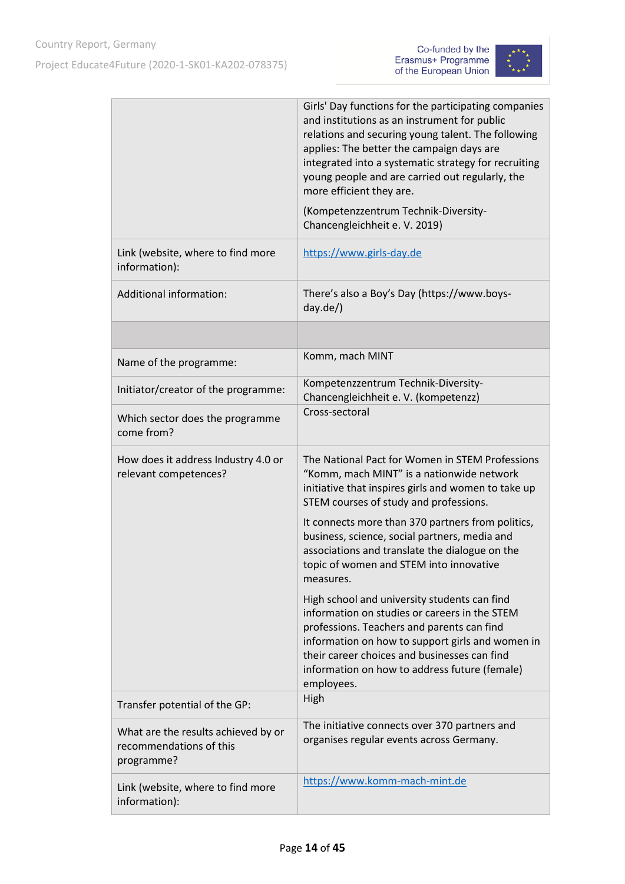| | |
|---|---|
| | Girls' Day functions for the participating companies and institutions as an instrument for public relations and securing young talent. The following applies: The better the campaign days are integrated into a systematic strategy for recruiting young people and are carried out regularly, the more efficient they are.<br><br>(Kompetenzzentrum Technik-Diversity-Chancengleichheit e. V. 2019) |
| Link (website, where to find more information): | https://www.girls-day.de |
| Additional information: | There's also a Boy's Day (https://www.boys-day.de/) |
| | |
| Name of the programme: | Komm, mach MINT |
| Initiator/creator of the programme: | Kompetenzzentrum Technik-Diversity-Chancengleichheit e. V. (kompetenzz) |
| Which sector does the programme come from? | Cross-sectoral |
| How does it address Industry 4.0 or relevant competences? | The National Pact for Women in STEM Professions "Komm, mach MINT" is a nationwide network initiative that inspires girls and women to take up STEM courses of study and professions.<br><br>It connects more than 370 partners from politics, business, science, social partners, media and associations and translate the dialogue on the topic of women and STEM into innovative measures.<br><br>High school and university students can find information on studies or careers in the STEM professions. Teachers and parents can find information on how to support girls and women in their career choices and businesses can find information on how to address future (female) employees. |
| Transfer potential of the GP: | High |
| What are the results achieved by or recommendations of this programme? | The initiative connects over 370 partners and organises regular events across Germany. |
| Link (website, where to find more information): | https://www.komm-mach-mint.de |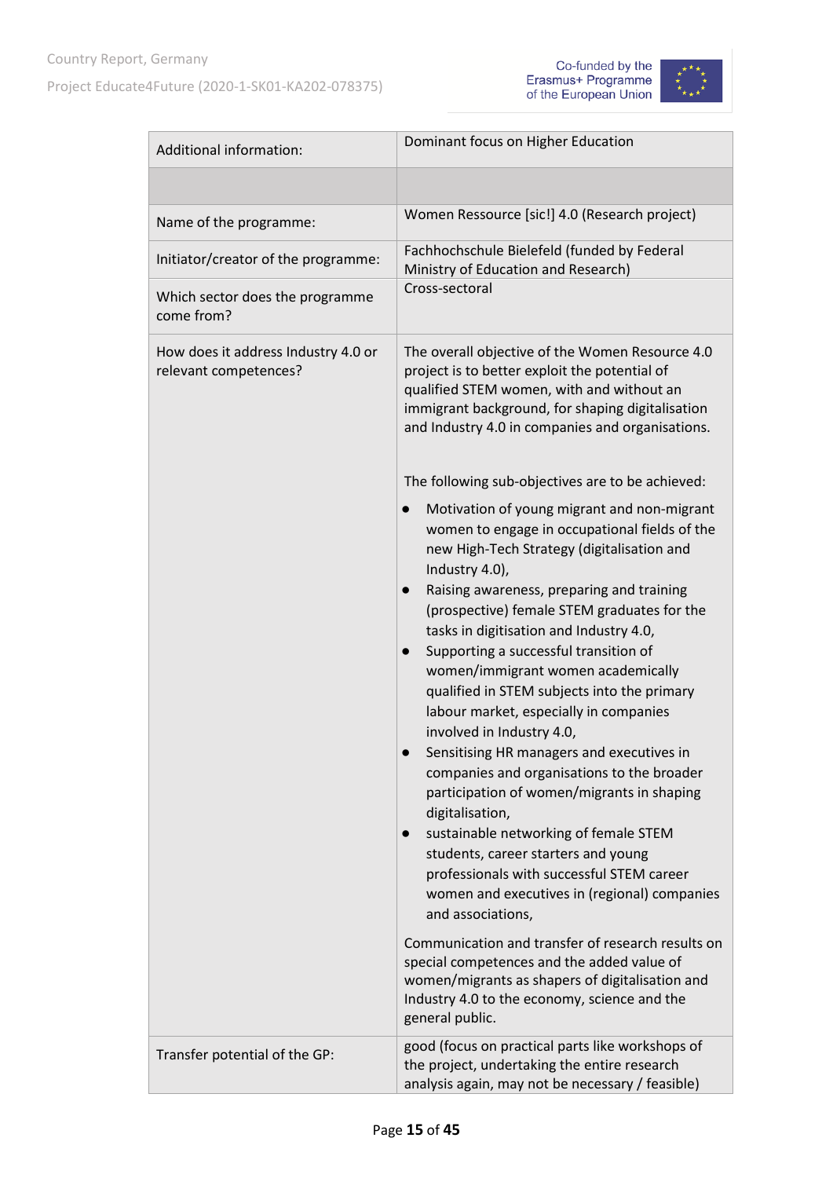| | |
|---|---|
| Additional information: | Dominant focus on Higher Education |
| | |
| Name of the programme: | Women Ressource [sic!] 4.0 (Research project) |
| Initiator/creator of the programme: | Fachhochschule Bielefeld (funded by Federal Ministry of Education and Research) |
| Which sector does the programme come from? | Cross-sectoral |
| How does it address Industry 4.0 or relevant competences? | The overall objective of the Women Resource 4.0 project is to better exploit the potential of qualified STEM women, with and without an immigrant background, for shaping digitalisation and Industry 4.0 in companies and organisations.<br><br>The following sub-objectives are to be achieved:<br>● Motivation of young migrant and non-migrant women to engage in occupational fields of the new High-Tech Strategy (digitalisation and Industry 4.0),<br>● Raising awareness, preparing and training (prospective) female STEM graduates for the tasks in digitisation and Industry 4.0,<br>● Supporting a successful transition of women/immigrant women academically qualified in STEM subjects into the primary labour market, especially in companies involved in Industry 4.0,<br>● Sensitising HR managers and executives in companies and organisations to the broader participation of women/migrants in shaping digitalisation,<br>● sustainable networking of female STEM students, career starters and young professionals with successful STEM career women and executives in (regional) companies and associations,<br><br>Communication and transfer of research results on special competences and the added value of women/migrants as shapers of digitalisation and Industry 4.0 to the economy, science and the general public. |
| Transfer potential of the GP: | good (focus on practical parts like workshops of the project, undertaking the entire research analysis again, may not be necessary / feasible) |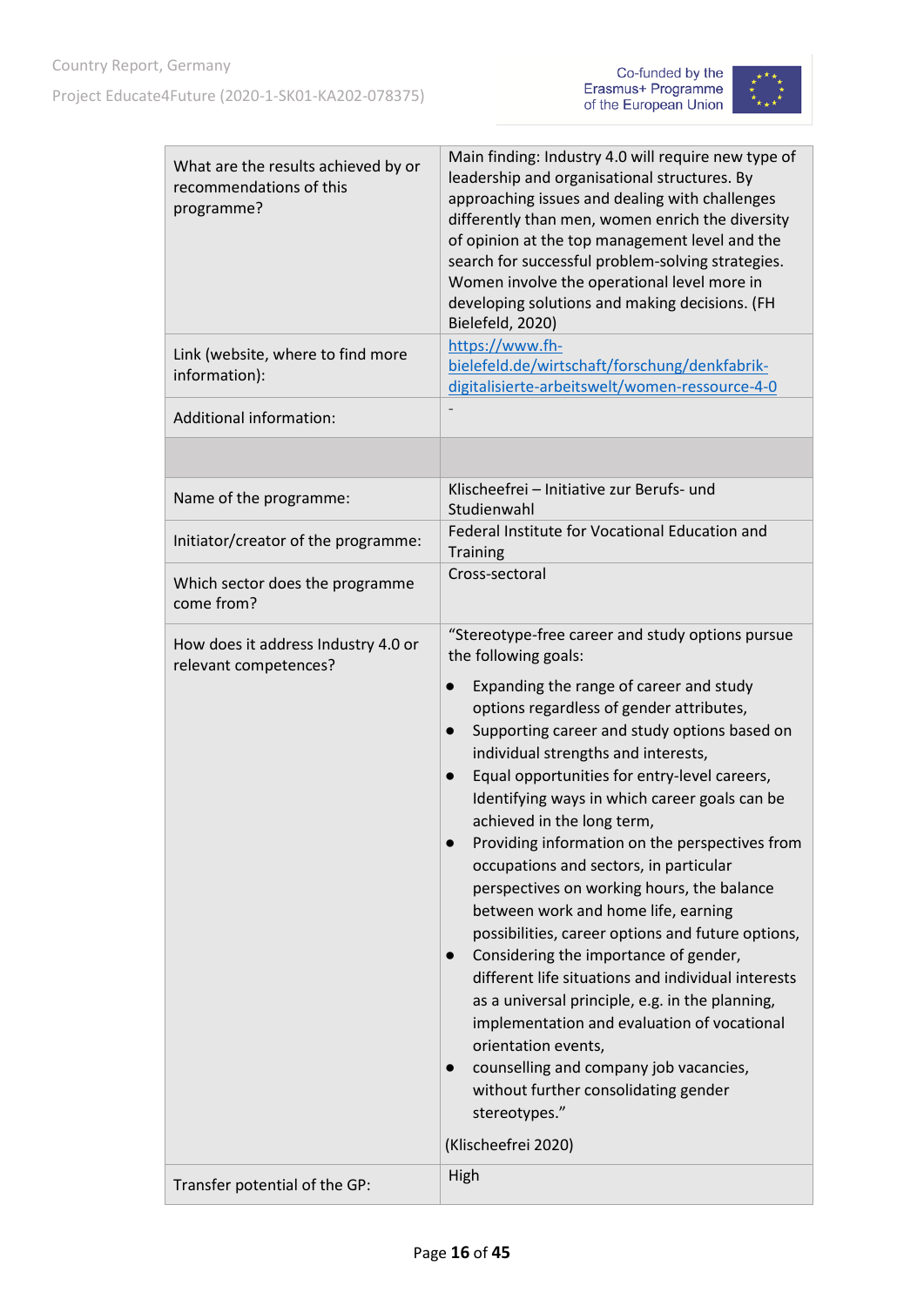| | |
|---|---|
| What are the results achieved by or recommendations of this programme? | Main finding: Industry 4.0 will require new type of leadership and organisational structures. By approaching issues and dealing with challenges differently than men, women enrich the diversity of opinion at the top management level and the search for successful problem-solving strategies. Women involve the operational level more in developing solutions and making decisions. (FH Bielefeld, 2020) |
| Link (website, where to find more information): | https://www.fh-bielefeld.de/wirtschaft/forschung/denkfabrik-digitalisierte-arbeitswelt/women-ressource-4-0 |
| Additional information: | - |
| | |
| Name of the programme: | Klischeefrei – Initiative zur Berufs- und Studienwahl |
| Initiator/creator of the programme: | Federal Institute for Vocational Education and Training |
| Which sector does the programme come from? | Cross-sectoral |
| How does it address Industry 4.0 or relevant competences? | "Stereotype-free career and study options pursue the following goals:<br>• Expanding the range of career and study options regardless of gender attributes,<br>• Supporting career and study options based on individual strengths and interests,<br>• Equal opportunities for entry-level careers, Identifying ways in which career goals can be achieved in the long term,<br>• Providing information on the perspectives from occupations and sectors, in particular perspectives on working hours, the balance between work and home life, earning possibilities, career options and future options,<br>• Considering the importance of gender, different life situations and individual interests as a universal principle, e.g. in the planning, implementation and evaluation of vocational orientation events,<br>• counselling and company job vacancies, without further consolidating gender stereotypes."<br>(Klischeefrei 2020) |
| Transfer potential of the GP: | High |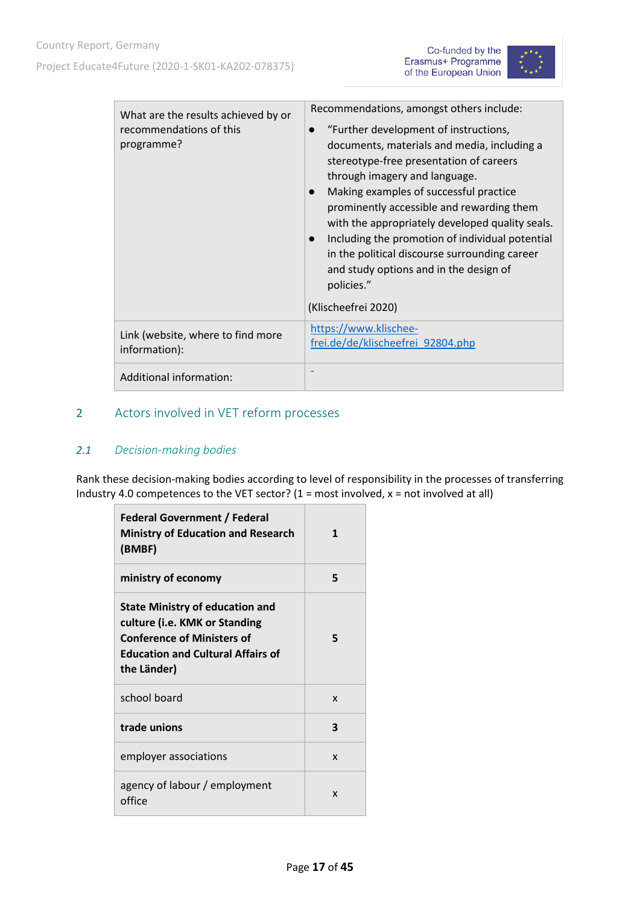| What are the results achieved by or recommendations of this programme? | Recommendations, amongst others include:<br>• "Further development of instructions, documents, materials and media, including a stereotype-free presentation of careers through imagery and language.<br>• Making examples of successful practice prominently accessible and rewarding them with the appropriately developed quality seals.<br>• Including the promotion of individual potential in the political discourse surrounding career and study options and in the design of policies."<br>(Klischeefrei 2020) |
|---|---|
| Link (website, where to find more information): | https://www.klischee-frei.de/de/klischeefrei_92804.php |
| Additional information: | - |

# 2 Actors involved in VET reform processes

## 2.1 *Decision-making bodies*

Rank these decision-making bodies according to level of responsibility in the processes of transferring Industry 4.0 competences to the VET sector? (1 = most involved, x = not involved at all)

| **Federal Government / Federal Ministry of Education and Research (BMBF)** | **1** |
|---|---|
| **ministry of economy** | **5** |
| **State Ministry of education and culture (i.e. KMK or Standing Conference of Ministers of Education and Cultural Affairs of the Länder)** | **5** |
| school board | x |
| **trade unions** | **3** |
| employer associations | x |
| agency of labour / employment office | x |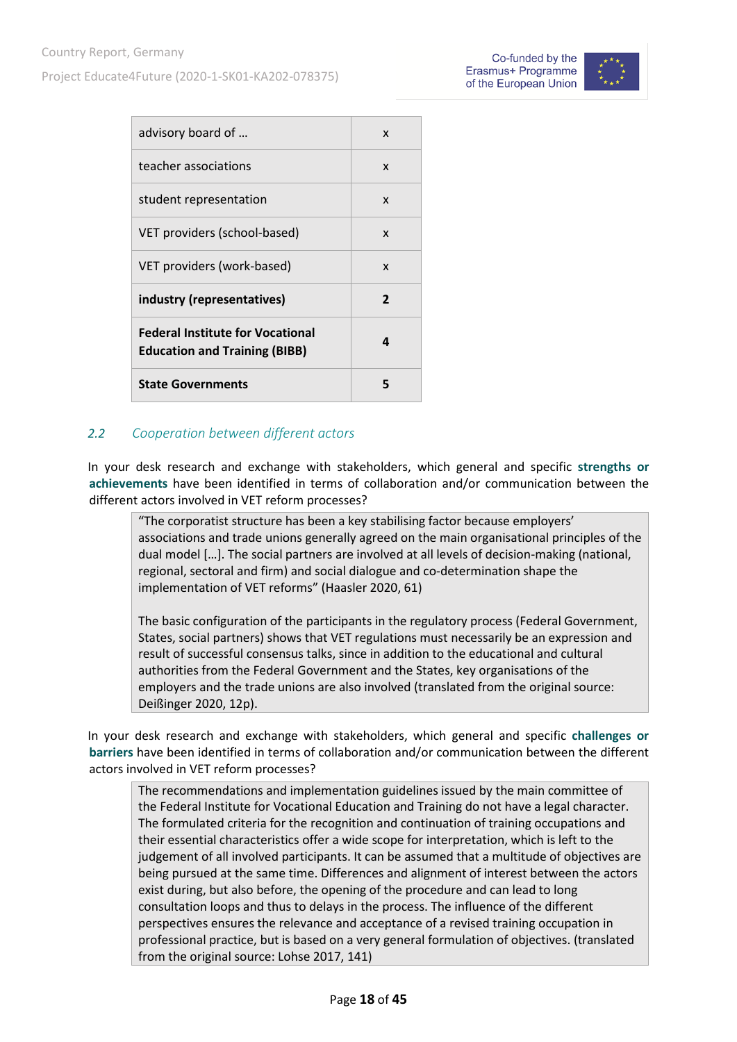| advisory board of … | x |
|---|---|
| teacher associations | x |
| student representation | x |
| VET providers (school-based) | x |
| VET providers (work-based) | x |
| **industry (representatives)** | **2** |
| **Federal Institute for Vocational Education and Training (BIBB)** | **4** |
| **State Governments** | **5** |

## *2.2 Cooperation between different actors*

In your desk research and exchange with stakeholders, which general and specific **strengths or achievements** have been identified in terms of collaboration and/or communication between the different actors involved in VET reform processes?

> "The corporatist structure has been a key stabilising factor because employers' associations and trade unions generally agreed on the main organisational principles of the dual model […]. The social partners are involved at all levels of decision-making (national, regional, sectoral and firm) and social dialogue and co-determination shape the implementation of VET reforms" (Haasler 2020, 61)
>
> The basic configuration of the participants in the regulatory process (Federal Government, States, social partners) shows that VET regulations must necessarily be an expression and result of successful consensus talks, since in addition to the educational and cultural authorities from the Federal Government and the States, key organisations of the employers and the trade unions are also involved (translated from the original source: Deißinger 2020, 12p).

In your desk research and exchange with stakeholders, which general and specific **challenges or barriers** have been identified in terms of collaboration and/or communication between the different actors involved in VET reform processes?

> The recommendations and implementation guidelines issued by the main committee of the Federal Institute for Vocational Education and Training do not have a legal character. The formulated criteria for the recognition and continuation of training occupations and their essential characteristics offer a wide scope for interpretation, which is left to the judgement of all involved participants. It can be assumed that a multitude of objectives are being pursued at the same time. Differences and alignment of interest between the actors exist during, but also before, the opening of the procedure and can lead to long consultation loops and thus to delays in the process. The influence of the different perspectives ensures the relevance and acceptance of a revised training occupation in professional practice, but is based on a very general formulation of objectives. (translated from the original source: Lohse 2017, 141)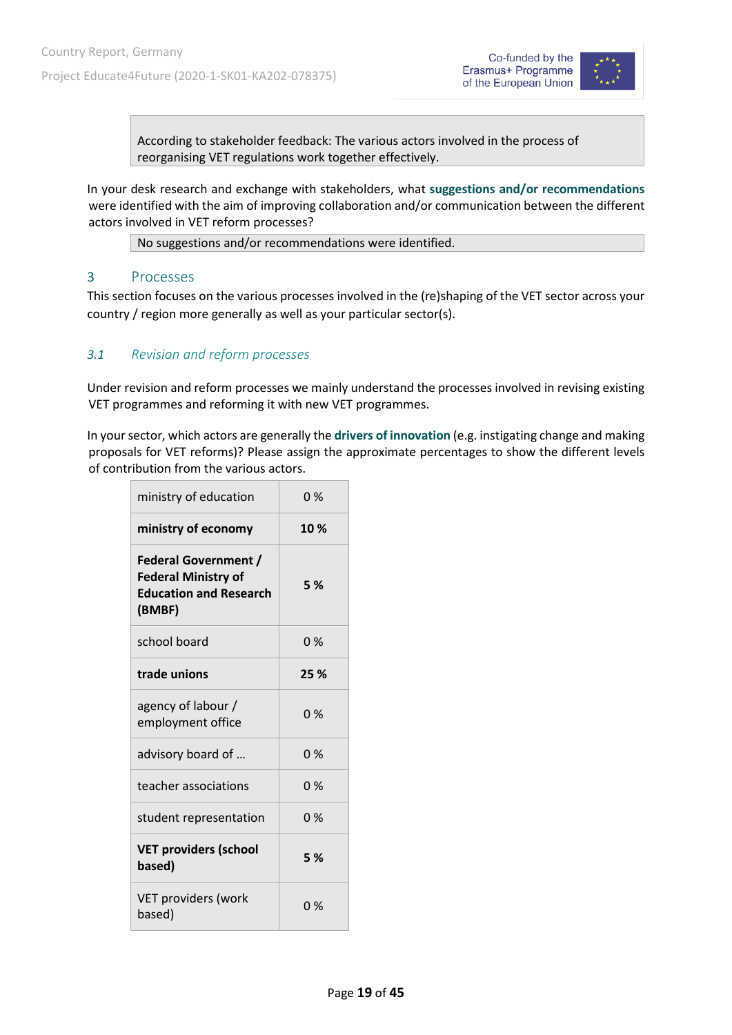According to stakeholder feedback: The various actors involved in the process of reorganising VET regulations work together effectively.

In your desk research and exchange with stakeholders, what **suggestions and/or recommendations** were identified with the aim of improving collaboration and/or communication between the different actors involved in VET reform processes?

No suggestions and/or recommendations were identified.

## 3 Processes

This section focuses on the various processes involved in the (re)shaping of the VET sector across your country / region more generally as well as your particular sector(s).

### *3.1 Revision and reform processes*

Under revision and reform processes we mainly understand the processes involved in revising existing VET programmes and reforming it with new VET programmes.

In your sector, which actors are generally the **drivers of innovation** (e.g. instigating change and making proposals for VET reforms)? Please assign the approximate percentages to show the different levels of contribution from the various actors.

| Actor | Contribution |
|---|---|
| ministry of education | 0 % |
| **ministry of economy** | **10 %** |
| **Federal Government / Federal Ministry of Education and Research (BMBF)** | **5 %** |
| school board | 0 % |
| **trade unions** | **25 %** |
| agency of labour / employment office | 0 % |
| advisory board of … | 0 % |
| teacher associations | 0 % |
| student representation | 0 % |
| **VET providers (school based)** | **5 %** |
| VET providers (work based) | 0 % |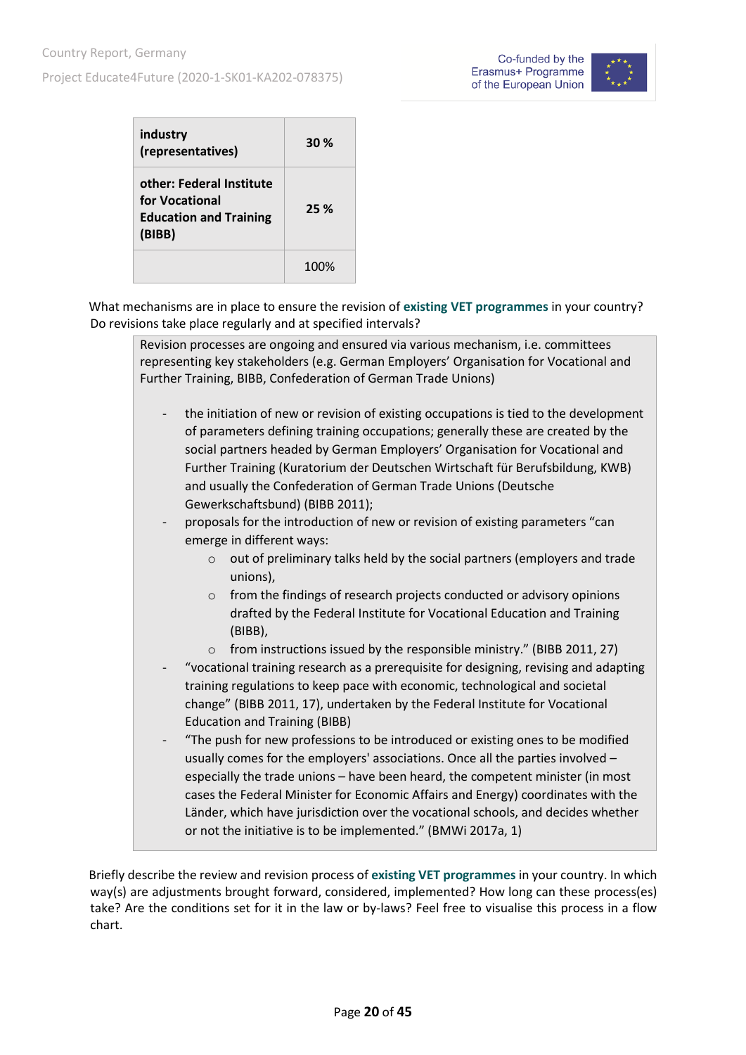| | |
|---|---|
| **industry (representatives)** | **30 %** |
| **other: Federal Institute for Vocational Education and Training (BIBB)** | **25 %** |
| | 100% |

What mechanisms are in place to ensure the revision of **existing VET programmes** in your country? Do revisions take place regularly and at specified intervals?

> Revision processes are ongoing and ensured via various mechanism, i.e. committees representing key stakeholders (e.g. German Employers' Organisation for Vocational and Further Training, BIBB, Confederation of German Trade Unions)
>
> - the initiation of new or revision of existing occupations is tied to the development of parameters defining training occupations; generally these are created by the social partners headed by German Employers' Organisation for Vocational and Further Training (Kuratorium der Deutschen Wirtschaft für Berufsbildung, KWB) and usually the Confederation of German Trade Unions (Deutsche Gewerkschaftsbund) (BIBB 2011);
> - proposals for the introduction of new or revision of existing parameters "can emerge in different ways:
>     - out of preliminary talks held by the social partners (employers and trade unions),
>     - from the findings of research projects conducted or advisory opinions drafted by the Federal Institute for Vocational Education and Training (BIBB),
>     - from instructions issued by the responsible ministry." (BIBB 2011, 27)
> - "vocational training research as a prerequisite for designing, revising and adapting training regulations to keep pace with economic, technological and societal change" (BIBB 2011, 17), undertaken by the Federal Institute for Vocational Education and Training (BIBB)
> - "The push for new professions to be introduced or existing ones to be modified usually comes for the employers' associations. Once all the parties involved – especially the trade unions – have been heard, the competent minister (in most cases the Federal Minister for Economic Affairs and Energy) coordinates with the Länder, which have jurisdiction over the vocational schools, and decides whether or not the initiative is to be implemented." (BMWi 2017a, 1)

Briefly describe the review and revision process of **existing VET programmes** in your country. In which way(s) are adjustments brought forward, considered, implemented? How long can these process(es) take? Are the conditions set for it in the law or by-laws? Feel free to visualise this process in a flow chart.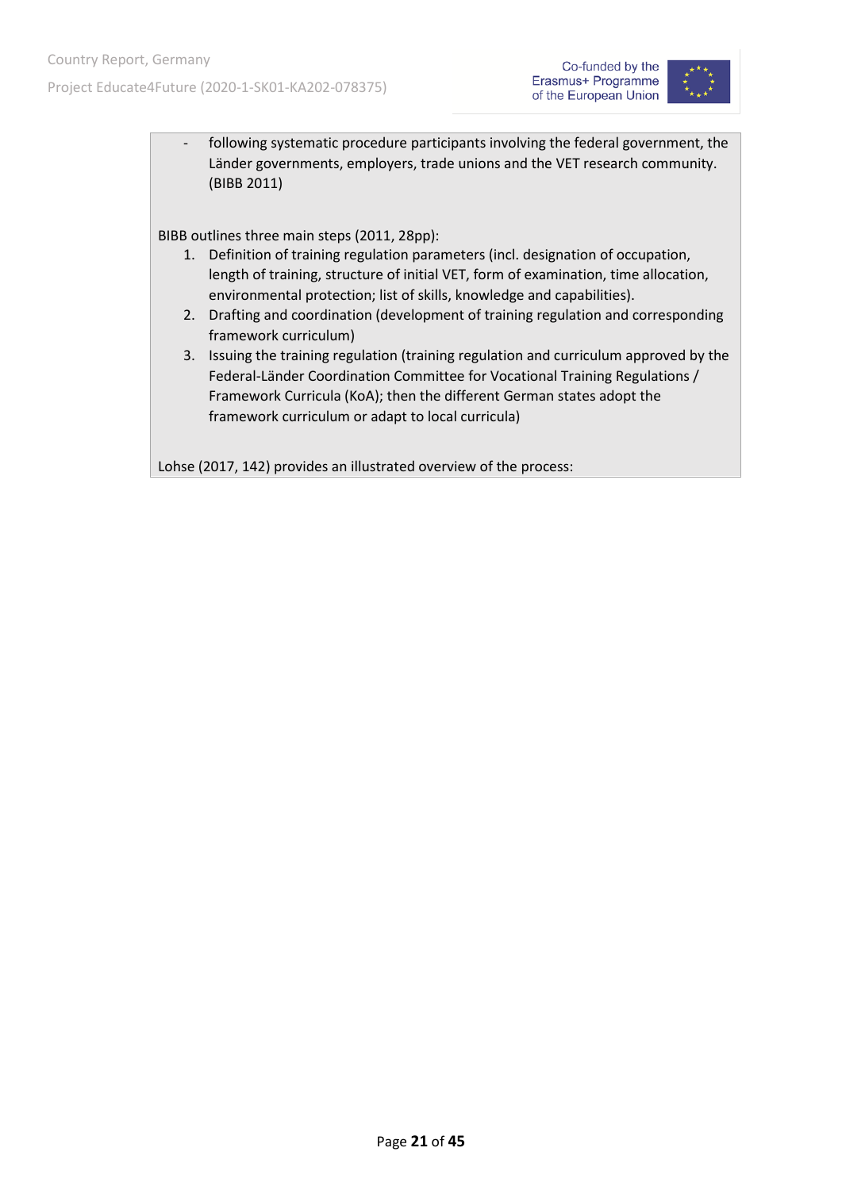- following systematic procedure participants involving the federal government, the Länder governments, employers, trade unions and the VET research community. (BIBB 2011)

BIBB outlines three main steps (2011, 28pp):

1. Definition of training regulation parameters (incl. designation of occupation, length of training, structure of initial VET, form of examination, time allocation, environmental protection; list of skills, knowledge and capabilities).
2. Drafting and coordination (development of training regulation and corresponding framework curriculum)
3. Issuing the training regulation (training regulation and curriculum approved by the Federal-Länder Coordination Committee for Vocational Training Regulations / Framework Curricula (KoA); then the different German states adopt the framework curriculum or adapt to local curricula)

Lohse (2017, 142) provides an illustrated overview of the process: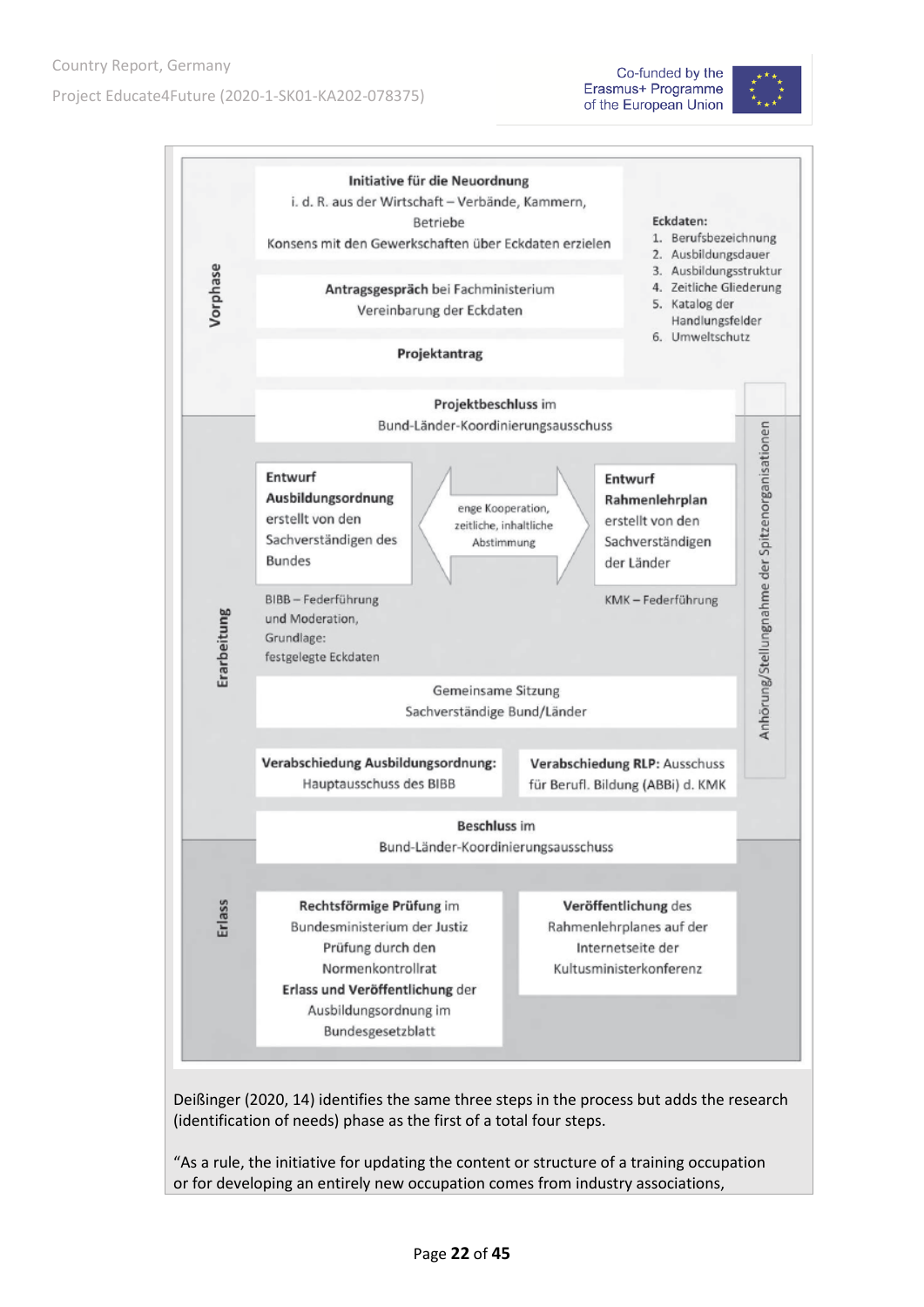**Vorphase**

**Initiative für die Neuordnung**
i. d. R. aus der Wirtschaft – Verbände, Kammern, Betriebe
Konsens mit den Gewerkschaften über Eckdaten erzielen

**Eckdaten:**
1. Berufsbezeichnung
2. Ausbildungsdauer
3. Ausbildungsstruktur
4. Zeitliche Gliederung
5. Katalog der Handlungsfelder
6. Umweltschutz

**Antragsgespräch** bei Fachministerium
Vereinbarung der Eckdaten

**Projektantrag**

**Projektbeschluss** im
Bund-Länder-Koordinierungsausschuss

**Erarbeitung**

**Entwurf Ausbildungsordnung** erstellt von den Sachverständigen des Bundes

enge Kooperation, zeitliche, inhaltliche Abstimmung

**Entwurf Rahmenlehrplan** erstellt von den Sachverständigen der Länder

BIBB – Federführung und Moderation, Grundlage: festgelegte Eckdaten

KMK – Federführung

Gemeinsame Sitzung
Sachverständige Bund/Länder

**Verabschiedung Ausbildungsordnung:**
Hauptausschuss des BIBB

**Verabschiedung RLP:** Ausschuss für Berufl. Bildung (ABBi) d. KMK

Anhörung/Stellungnahme der Spitzenorganisationen

**Beschluss** im
Bund-Länder-Koordinierungsausschuss

**Erlass**

**Rechtsförmige Prüfung** im Bundesministerium der Justiz
Prüfung durch den Normenkontrollrat
**Erlass und Veröffentlichung** der Ausbildungsordnung im Bundesgesetzblatt

**Veröffentlichung** des Rahmenlehrplanes auf der Internetseite der Kultusministerkonferenz

Deißinger (2020, 14) identifies the same three steps in the process but adds the research (identification of needs) phase as the first of a total four steps.

"As a rule, the initiative for updating the content or structure of a training occupation or for developing an entirely new occupation comes from industry associations,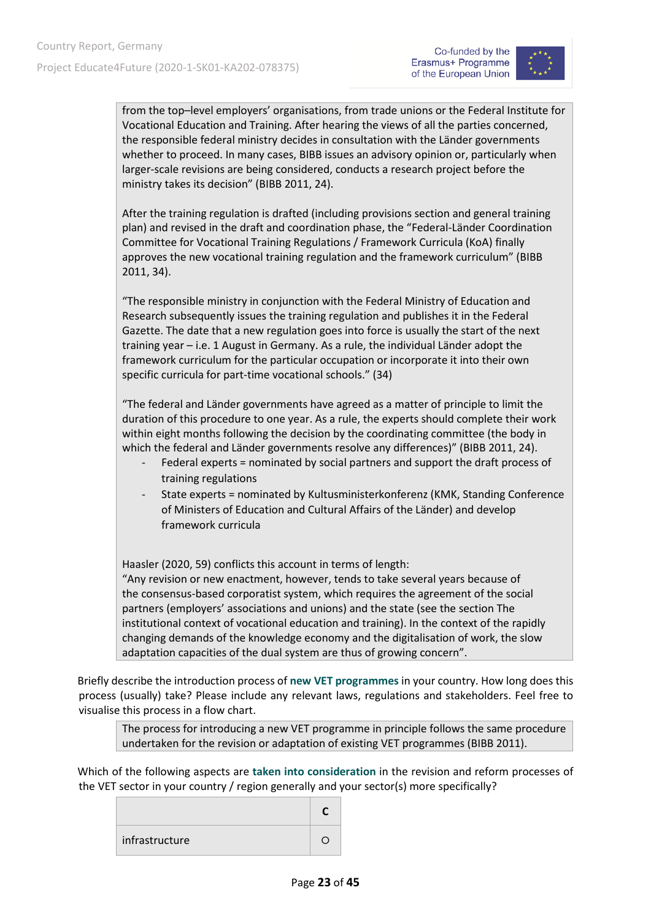from the top–level employers' organisations, from trade unions or the Federal Institute for Vocational Education and Training. After hearing the views of all the parties concerned, the responsible federal ministry decides in consultation with the Länder governments whether to proceed. In many cases, BIBB issues an advisory opinion or, particularly when larger-scale revisions are being considered, conducts a research project before the ministry takes its decision" (BIBB 2011, 24).

After the training regulation is drafted (including provisions section and general training plan) and revised in the draft and coordination phase, the "Federal-Länder Coordination Committee for Vocational Training Regulations / Framework Curricula (KoA) finally approves the new vocational training regulation and the framework curriculum" (BIBB 2011, 34).

"The responsible ministry in conjunction with the Federal Ministry of Education and Research subsequently issues the training regulation and publishes it in the Federal Gazette. The date that a new regulation goes into force is usually the start of the next training year – i.e. 1 August in Germany. As a rule, the individual Länder adopt the framework curriculum for the particular occupation or incorporate it into their own specific curricula for part-time vocational schools." (34)

"The federal and Länder governments have agreed as a matter of principle to limit the duration of this procedure to one year. As a rule, the experts should complete their work within eight months following the decision by the coordinating committee (the body in which the federal and Länder governments resolve any differences)" (BIBB 2011, 24).

- Federal experts = nominated by social partners and support the draft process of training regulations
- State experts = nominated by Kultusministerkonferenz (KMK, Standing Conference of Ministers of Education and Cultural Affairs of the Länder) and develop framework curricula

Haasler (2020, 59) conflicts this account in terms of length:
"Any revision or new enactment, however, tends to take several years because of the consensus-based corporatist system, which requires the agreement of the social partners (employers' associations and unions) and the state (see the section The institutional context of vocational education and training). In the context of the rapidly changing demands of the knowledge economy and the digitalisation of work, the slow adaptation capacities of the dual system are thus of growing concern".

Briefly describe the introduction process of **new VET programmes** in your country. How long does this process (usually) take? Please include any relevant laws, regulations and stakeholders. Feel free to visualise this process in a flow chart.

The process for introducing a new VET programme in principle follows the same procedure undertaken for the revision or adaptation of existing VET programmes (BIBB 2011).

Which of the following aspects are **taken into consideration** in the revision and reform processes of the VET sector in your country / region generally and your sector(s) more specifically?

| | C |
|---|---|
| infrastructure | ○ |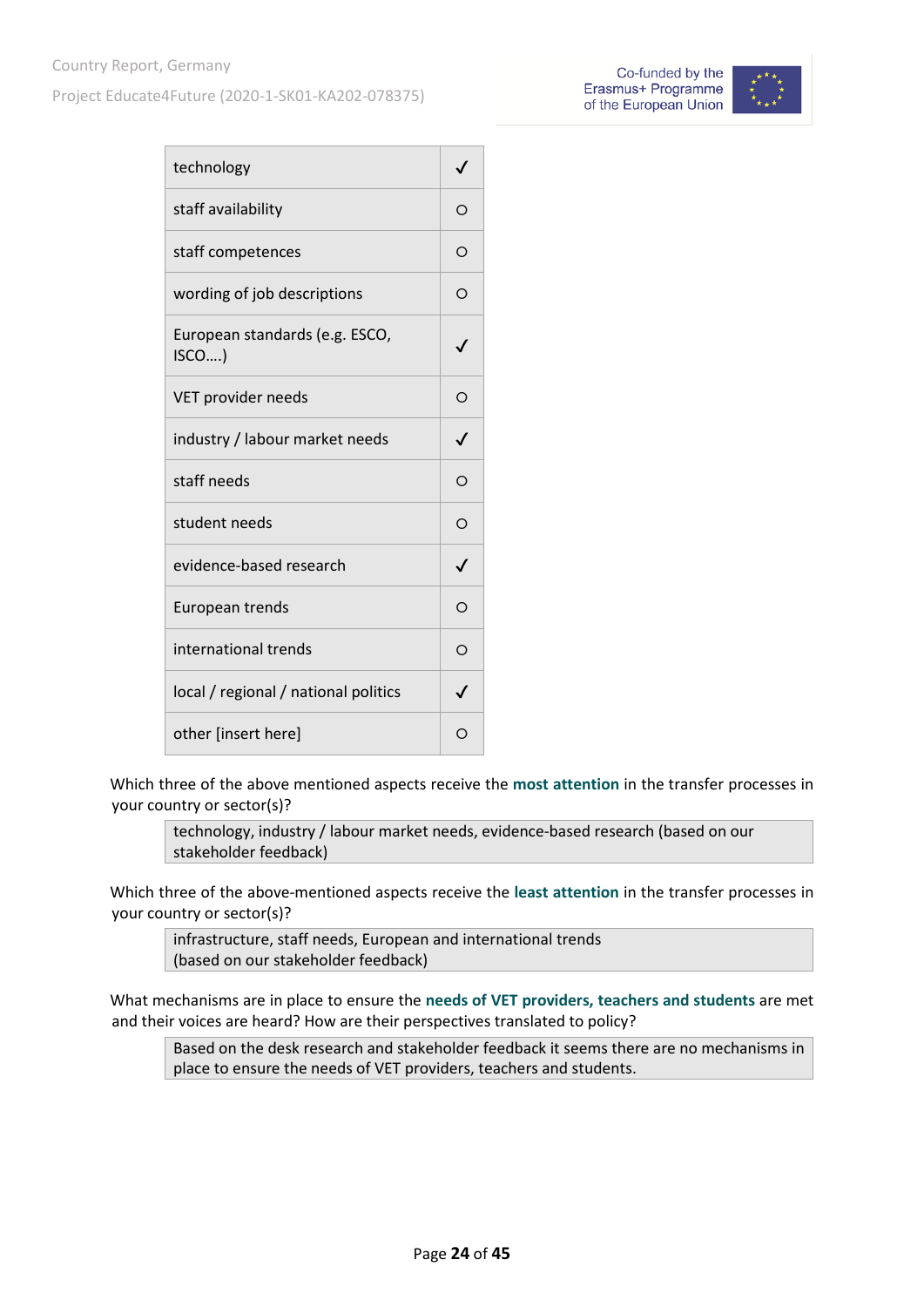| | |
|---|---|
| technology | ✓ |
| staff availability | ○ |
| staff competences | ○ |
| wording of job descriptions | ○ |
| European standards (e.g. ESCO, ISCO….) | ✓ |
| VET provider needs | ○ |
| industry / labour market needs | ✓ |
| staff needs | ○ |
| student needs | ○ |
| evidence-based research | ✓ |
| European trends | ○ |
| international trends | ○ |
| local / regional / national politics | ✓ |
| other [insert here] | ○ |

Which three of the above mentioned aspects receive the **most attention** in the transfer processes in your country or sector(s)?

| technology, industry / labour market needs, evidence-based research (based on our stakeholder feedback) |
|---|

Which three of the above-mentioned aspects receive the **least attention** in the transfer processes in your country or sector(s)?

| infrastructure, staff needs, European and international trends (based on our stakeholder feedback) |
|---|

What mechanisms are in place to ensure the **needs of VET providers, teachers and students** are met and their voices are heard? How are their perspectives translated to policy?

| Based on the desk research and stakeholder feedback it seems there are no mechanisms in place to ensure the needs of VET providers, teachers and students. |
|---|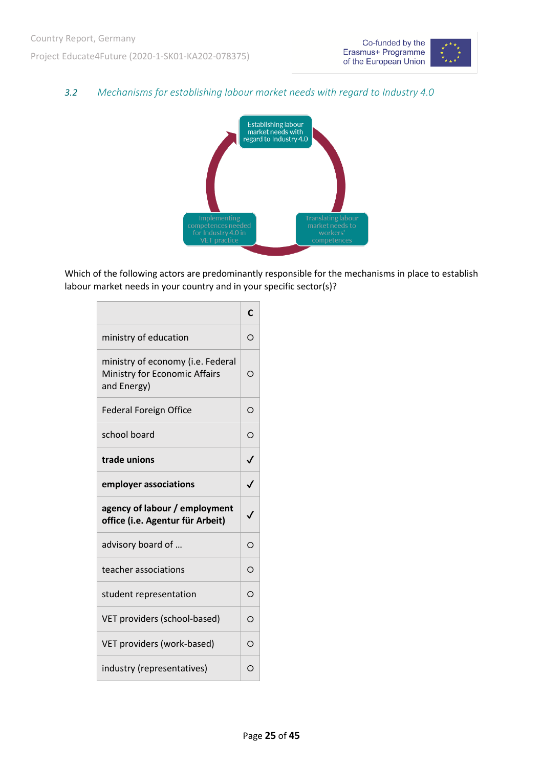### 3.2 *Mechanisms for establishing labour market needs with regard to Industry 4.0*

Establishing labour market needs with regard to Industry 4.0

Translating labour market needs to workers' competences

Implementing competences needed for Industry 4.0 in VET practice

Which of the following actors are predominantly responsible for the mechanisms in place to establish labour market needs in your country and in your specific sector(s)?

| | C |
|---|---|
| ministry of education | ○ |
| ministry of economy (i.e. Federal Ministry for Economic Affairs and Energy) | ○ |
| Federal Foreign Office | ○ |
| school board | ○ |
| **trade unions** | ✓ |
| **employer associations** | ✓ |
| **agency of labour / employment office (i.e. Agentur für Arbeit)** | ✓ |
| advisory board of … | ○ |
| teacher associations | ○ |
| student representation | ○ |
| VET providers (school-based) | ○ |
| VET providers (work-based) | ○ |
| industry (representatives) | ○ |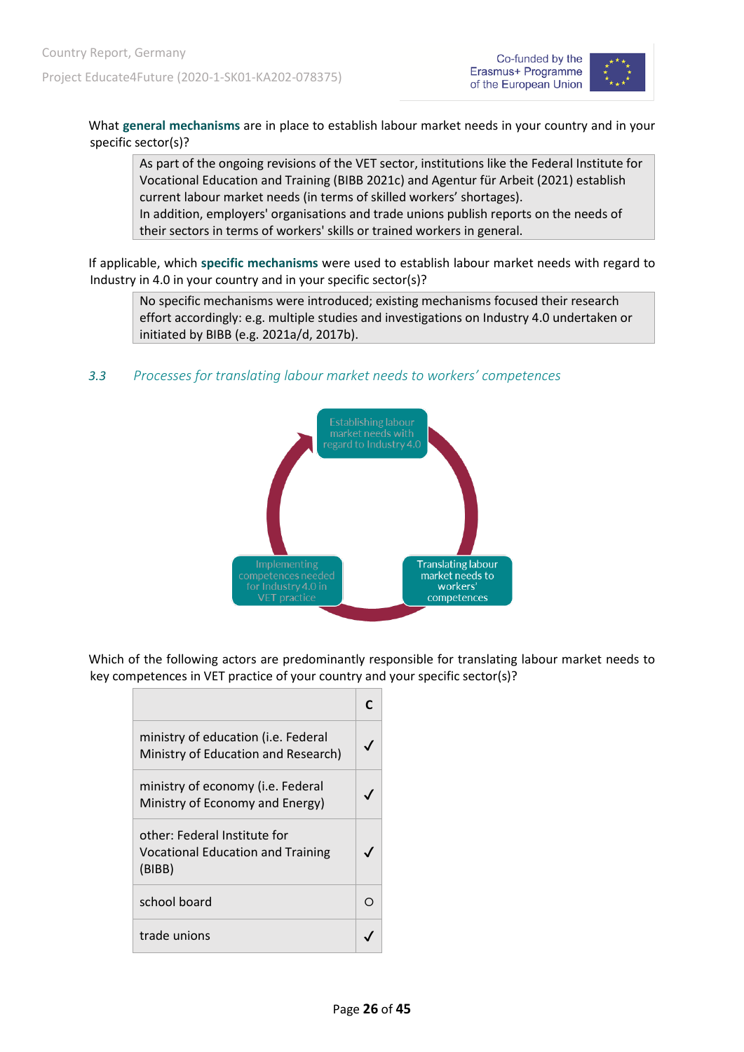What **general mechanisms** are in place to establish labour market needs in your country and in your specific sector(s)?

> As part of the ongoing revisions of the VET sector, institutions like the Federal Institute for Vocational Education and Training (BIBB 2021c) and Agentur für Arbeit (2021) establish current labour market needs (in terms of skilled workers' shortages).
> In addition, employers' organisations and trade unions publish reports on the needs of their sectors in terms of workers' skills or trained workers in general.

If applicable, which **specific mechanisms** were used to establish labour market needs with regard to Industry in 4.0 in your country and in your specific sector(s)?

> No specific mechanisms were introduced; existing mechanisms focused their research effort accordingly: e.g. multiple studies and investigations on Industry 4.0 undertaken or initiated by BIBB (e.g. 2021a/d, 2017b).

### 3.3 Processes for translating labour market needs to workers' competences

Establishing labour market needs with regard to Industry 4.0

Translating labour market needs to workers' competences

Implementing competences needed for Industry 4.0 in VET practice

Which of the following actors are predominantly responsible for translating labour market needs to key competences in VET practice of your country and your specific sector(s)?

| | C |
|---|---|
| ministry of education (i.e. Federal Ministry of Education and Research) | ✓ |
| ministry of economy (i.e. Federal Ministry of Economy and Energy) | ✓ |
| other: Federal Institute for Vocational Education and Training (BIBB) | ✓ |
| school board | ○ |
| trade unions | ✓ |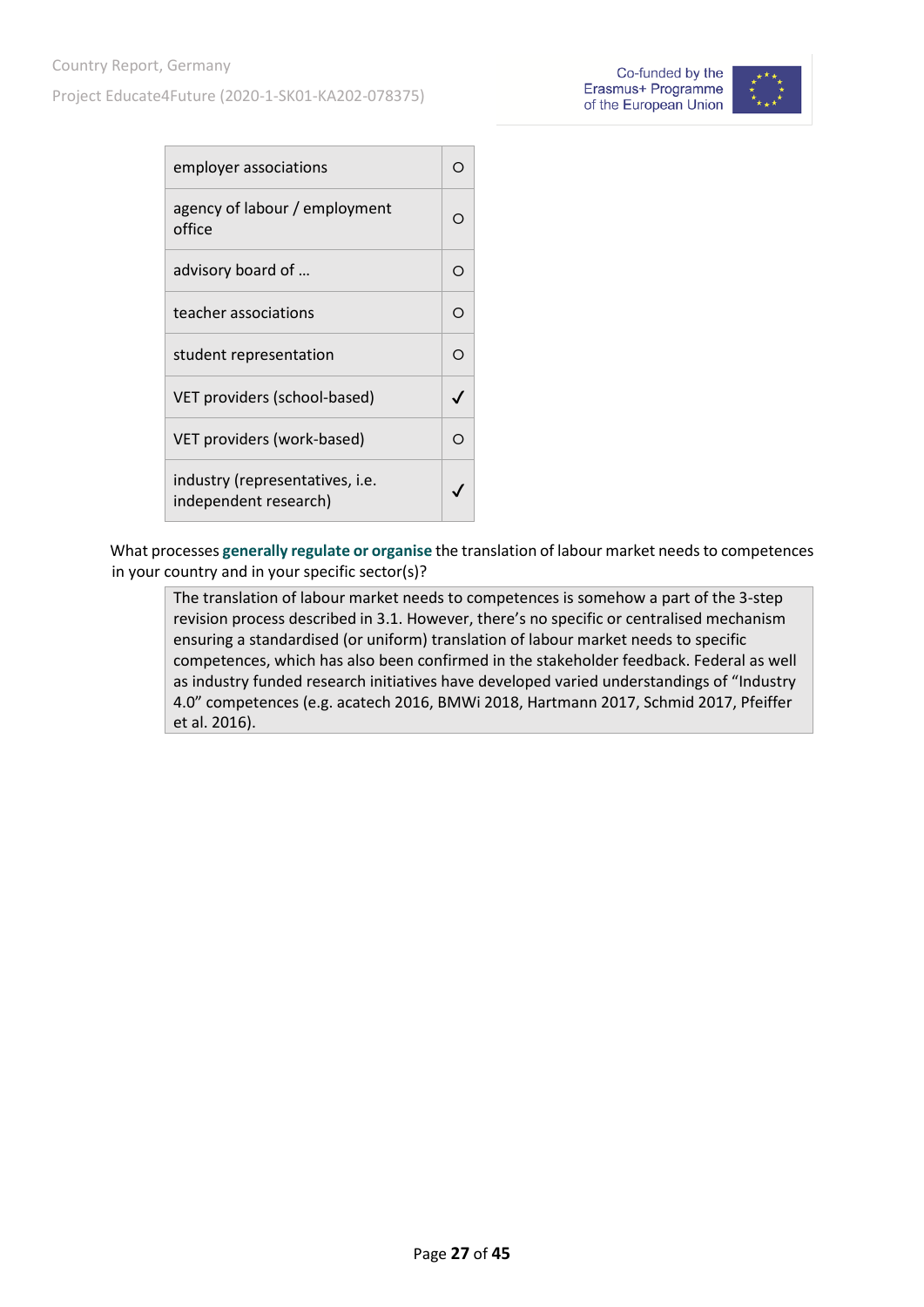| | |
|---|---|
| employer associations | ○ |
| agency of labour / employment office | ○ |
| advisory board of … | ○ |
| teacher associations | ○ |
| student representation | ○ |
| VET providers (school-based) | ✓ |
| VET providers (work-based) | ○ |
| industry (representatives, i.e. independent research) | ✓ |

What processes **generally regulate or organise** the translation of labour market needs to competences in your country and in your specific sector(s)?

> The translation of labour market needs to competences is somehow a part of the 3-step revision process described in 3.1. However, there's no specific or centralised mechanism ensuring a standardised (or uniform) translation of labour market needs to specific competences, which has also been confirmed in the stakeholder feedback. Federal as well as industry funded research initiatives have developed varied understandings of "Industry 4.0" competences (e.g. acatech 2016, BMWi 2018, Hartmann 2017, Schmid 2017, Pfeiffer et al. 2016).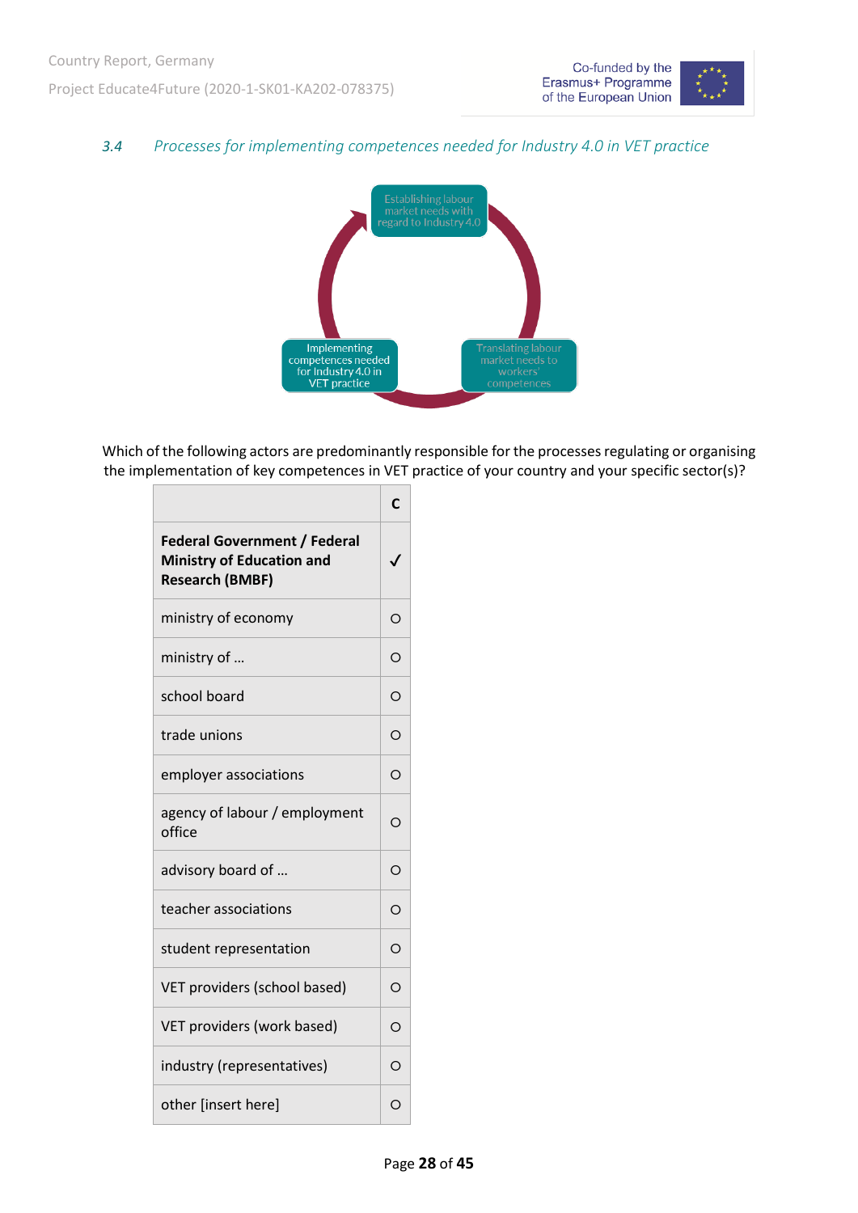### 3.4 Processes for implementing competences needed for Industry 4.0 in VET practice

Establishing labour market needs with regard to Industry 4.0

Translating labour market needs to workers' competences

Implementing competences needed for Industry 4.0 in VET practice

Which of the following actors are predominantly responsible for the processes regulating or organising the implementation of key competences in VET practice of your country and your specific sector(s)?

| | C |
|---|---|
| **Federal Government / Federal Ministry of Education and Research (BMBF)** | ✓ |
| ministry of economy | ○ |
| ministry of … | ○ |
| school board | ○ |
| trade unions | ○ |
| employer associations | ○ |
| agency of labour / employment office | ○ |
| advisory board of … | ○ |
| teacher associations | ○ |
| student representation | ○ |
| VET providers (school based) | ○ |
| VET providers (work based) | ○ |
| industry (representatives) | ○ |
| other [insert here] | ○ |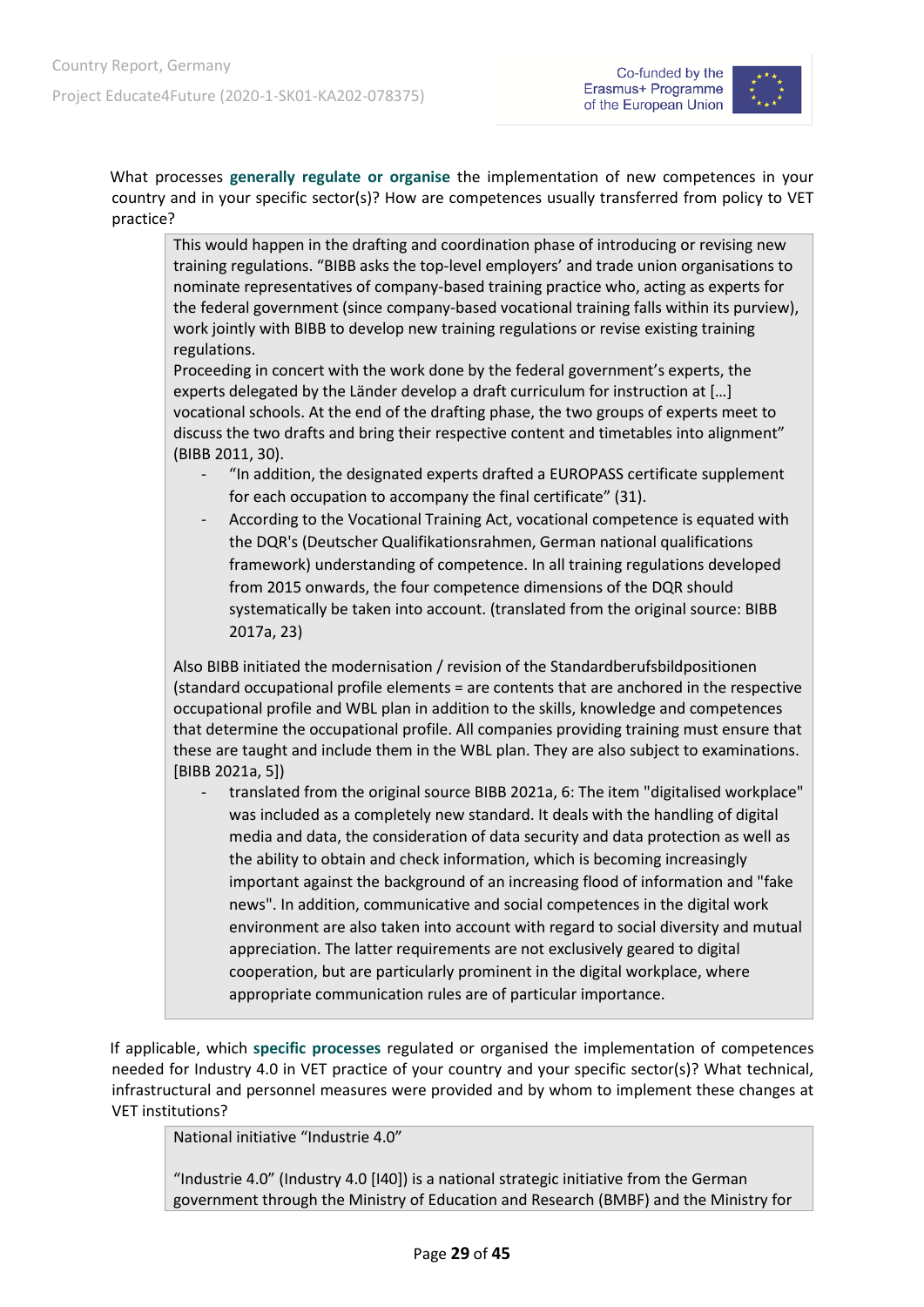What processes **generally regulate or organise** the implementation of new competences in your country and in your specific sector(s)? How are competences usually transferred from policy to VET practice?

> This would happen in the drafting and coordination phase of introducing or revising new training regulations. "BIBB asks the top-level employers' and trade union organisations to nominate representatives of company-based training practice who, acting as experts for the federal government (since company-based vocational training falls within its purview), work jointly with BIBB to develop new training regulations or revise existing training regulations.
> Proceeding in concert with the work done by the federal government's experts, the experts delegated by the Länder develop a draft curriculum for instruction at […] vocational schools. At the end of the drafting phase, the two groups of experts meet to discuss the two drafts and bring their respective content and timetables into alignment" (BIBB 2011, 30).
>
> - "In addition, the designated experts drafted a EUROPASS certificate supplement for each occupation to accompany the final certificate" (31).
> - According to the Vocational Training Act, vocational competence is equated with the DQR's (Deutscher Qualifikationsrahmen, German national qualifications framework) understanding of competence. In all training regulations developed from 2015 onwards, the four competence dimensions of the DQR should systematically be taken into account. (translated from the original source: BIBB 2017a, 23)
>
> Also BIBB initiated the modernisation / revision of the Standardberufsbildpositionen (standard occupational profile elements = are contents that are anchored in the respective occupational profile and WBL plan in addition to the skills, knowledge and competences that determine the occupational profile. All companies providing training must ensure that these are taught and include them in the WBL plan. They are also subject to examinations. [BIBB 2021a, 5])
>
> - translated from the original source BIBB 2021a, 6: The item "digitalised workplace" was included as a completely new standard. It deals with the handling of digital media and data, the consideration of data security and data protection as well as the ability to obtain and check information, which is becoming increasingly important against the background of an increasing flood of information and "fake news". In addition, communicative and social competences in the digital work environment are also taken into account with regard to social diversity and mutual appreciation. The latter requirements are not exclusively geared to digital cooperation, but are particularly prominent in the digital workplace, where appropriate communication rules are of particular importance.

If applicable, which **specific processes** regulated or organised the implementation of competences needed for Industry 4.0 in VET practice of your country and your specific sector(s)? What technical, infrastructural and personnel measures were provided and by whom to implement these changes at VET institutions?

> National initiative "Industrie 4.0"
>
> "Industrie 4.0" (Industry 4.0 [I40]) is a national strategic initiative from the German government through the Ministry of Education and Research (BMBF) and the Ministry for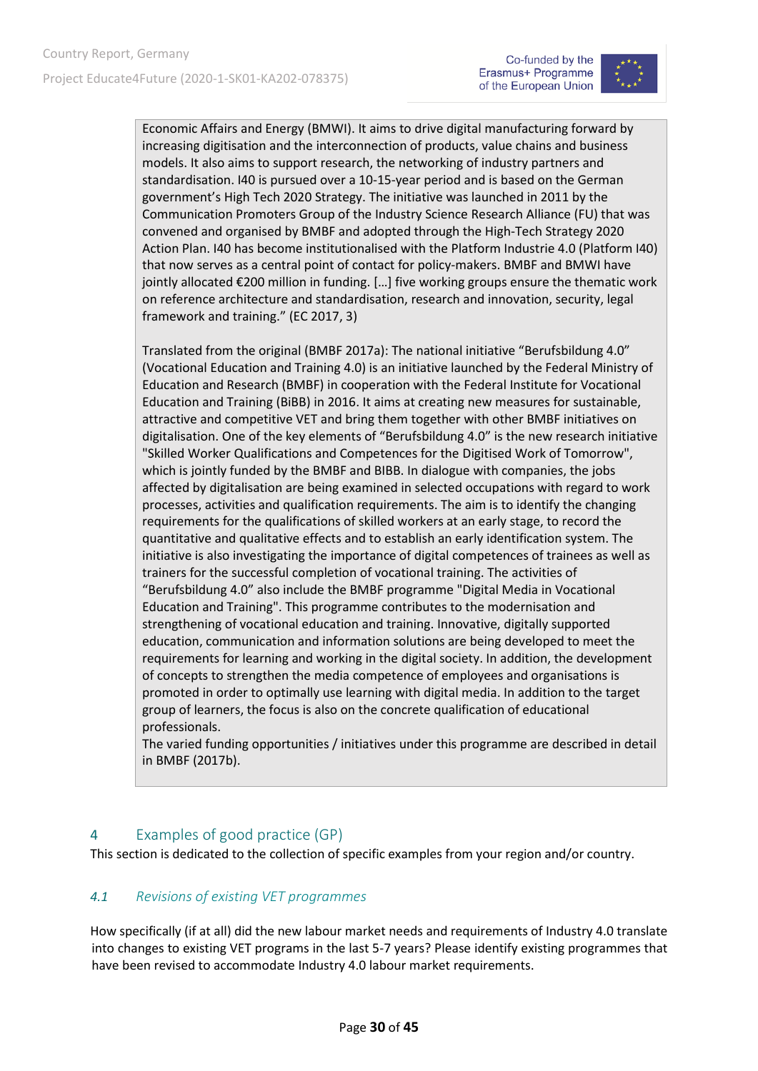Economic Affairs and Energy (BMWI). It aims to drive digital manufacturing forward by increasing digitisation and the interconnection of products, value chains and business models. It also aims to support research, the networking of industry partners and standardisation. I40 is pursued over a 10-15-year period and is based on the German government's High Tech 2020 Strategy. The initiative was launched in 2011 by the Communication Promoters Group of the Industry Science Research Alliance (FU) that was convened and organised by BMBF and adopted through the High-Tech Strategy 2020 Action Plan. I40 has become institutionalised with the Platform Industrie 4.0 (Platform I40) that now serves as a central point of contact for policy-makers. BMBF and BMWI have jointly allocated €200 million in funding. […] five working groups ensure the thematic work on reference architecture and standardisation, research and innovation, security, legal framework and training." (EC 2017, 3)

Translated from the original (BMBF 2017a): The national initiative "Berufsbildung 4.0" (Vocational Education and Training 4.0) is an initiative launched by the Federal Ministry of Education and Research (BMBF) in cooperation with the Federal Institute for Vocational Education and Training (BiBB) in 2016. It aims at creating new measures for sustainable, attractive and competitive VET and bring them together with other BMBF initiatives on digitalisation. One of the key elements of "Berufsbildung 4.0" is the new research initiative "Skilled Worker Qualifications and Competences for the Digitised Work of Tomorrow", which is jointly funded by the BMBF and BIBB. In dialogue with companies, the jobs affected by digitalisation are being examined in selected occupations with regard to work processes, activities and qualification requirements. The aim is to identify the changing requirements for the qualifications of skilled workers at an early stage, to record the quantitative and qualitative effects and to establish an early identification system. The initiative is also investigating the importance of digital competences of trainees as well as trainers for the successful completion of vocational training. The activities of "Berufsbildung 4.0" also include the BMBF programme "Digital Media in Vocational Education and Training". This programme contributes to the modernisation and strengthening of vocational education and training. Innovative, digitally supported education, communication and information solutions are being developed to meet the requirements for learning and working in the digital society. In addition, the development of concepts to strengthen the media competence of employees and organisations is promoted in order to optimally use learning with digital media. In addition to the target group of learners, the focus is also on the concrete qualification of educational professionals.
The varied funding opportunities / initiatives under this programme are described in detail in BMBF (2017b).

# 4 Examples of good practice (GP)

This section is dedicated to the collection of specific examples from your region and/or country.

## *4.1 Revisions of existing VET programmes*

How specifically (if at all) did the new labour market needs and requirements of Industry 4.0 translate into changes to existing VET programs in the last 5-7 years? Please identify existing programmes that have been revised to accommodate Industry 4.0 labour market requirements.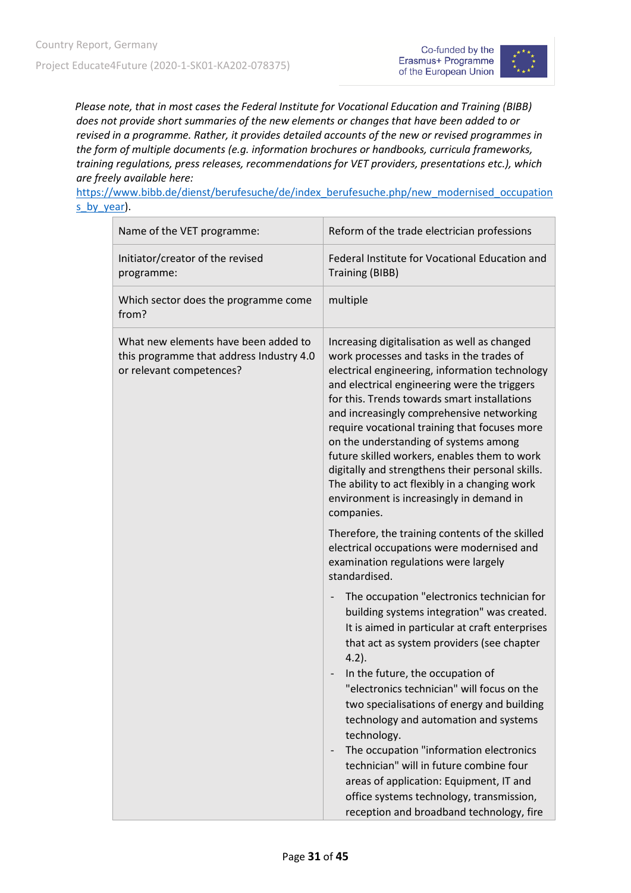*Please note, that in most cases the Federal Institute for Vocational Education and Training (BIBB) does not provide short summaries of the new elements or changes that have been added to or revised in a programme. Rather, it provides detailed accounts of the new or revised programmes in the form of multiple documents (e.g. information brochures or handbooks, curricula frameworks, training regulations, press releases, recommendations for VET providers, presentations etc.), which are freely available here:* https://www.bibb.de/dienst/berufesuche/de/index_berufesuche.php/new_modernised_occupations_by_year).

| Name of the VET programme: | Reform of the trade electrician professions |
|---|---|
| Initiator/creator of the revised programme: | Federal Institute for Vocational Education and Training (BIBB) |
| Which sector does the programme come from? | multiple |
| What new elements have been added to this programme that address Industry 4.0 or relevant competences? | Increasing digitalisation as well as changed work processes and tasks in the trades of electrical engineering, information technology and electrical engineering were the triggers for this. Trends towards smart installations and increasingly comprehensive networking require vocational training that focuses more on the understanding of systems among future skilled workers, enables them to work digitally and strengthens their personal skills. The ability to act flexibly in a changing work environment is increasingly in demand in companies.<br><br>Therefore, the training contents of the skilled electrical occupations were modernised and examination regulations were largely standardised.<br><br>- The occupation "electronics technician for building systems integration" was created. It is aimed in particular at craft enterprises that act as system providers (see chapter 4.2).<br>- In the future, the occupation of "electronics technician" will focus on the two specialisations of energy and building technology and automation and systems technology.<br>- The occupation "information electronics technician" will in future combine four areas of application: Equipment, IT and office systems technology, transmission, reception and broadband technology, fire |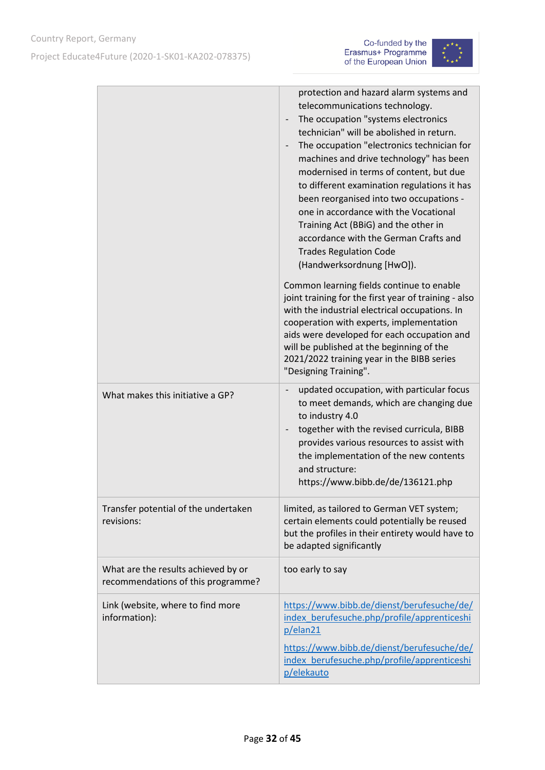| | |
|---|---|
| | protection and hazard alarm systems and telecommunications technology.<br>- The occupation "systems electronics technician" will be abolished in return.<br>- The occupation "electronics technician for machines and drive technology" has been modernised in terms of content, but due to different examination regulations it has been reorganised into two occupations - one in accordance with the Vocational Training Act (BBiG) and the other in accordance with the German Crafts and Trades Regulation Code (Handwerksordnung [HwO]).<br><br>Common learning fields continue to enable joint training for the first year of training - also with the industrial electrical occupations. In cooperation with experts, implementation aids were developed for each occupation and will be published at the beginning of the 2021/2022 training year in the BIBB series "Designing Training". |
| What makes this initiative a GP? | - updated occupation, with particular focus to meet demands, which are changing due to industry 4.0<br>- together with the revised curricula, BIBB provides various resources to assist with the implementation of the new contents and structure: https://www.bibb.de/de/136121.php |
| Transfer potential of the undertaken revisions: | limited, as tailored to German VET system; certain elements could potentially be reused but the profiles in their entirety would have to be adapted significantly |
| What are the results achieved by or recommendations of this programme? | too early to say |
| Link (website, where to find more information): | https://www.bibb.de/dienst/berufesuche/de/index_berufesuche.php/profile/apprenticeship/elan21<br><br>https://www.bibb.de/dienst/berufesuche/de/index_berufesuche.php/profile/apprenticeship/elekauto |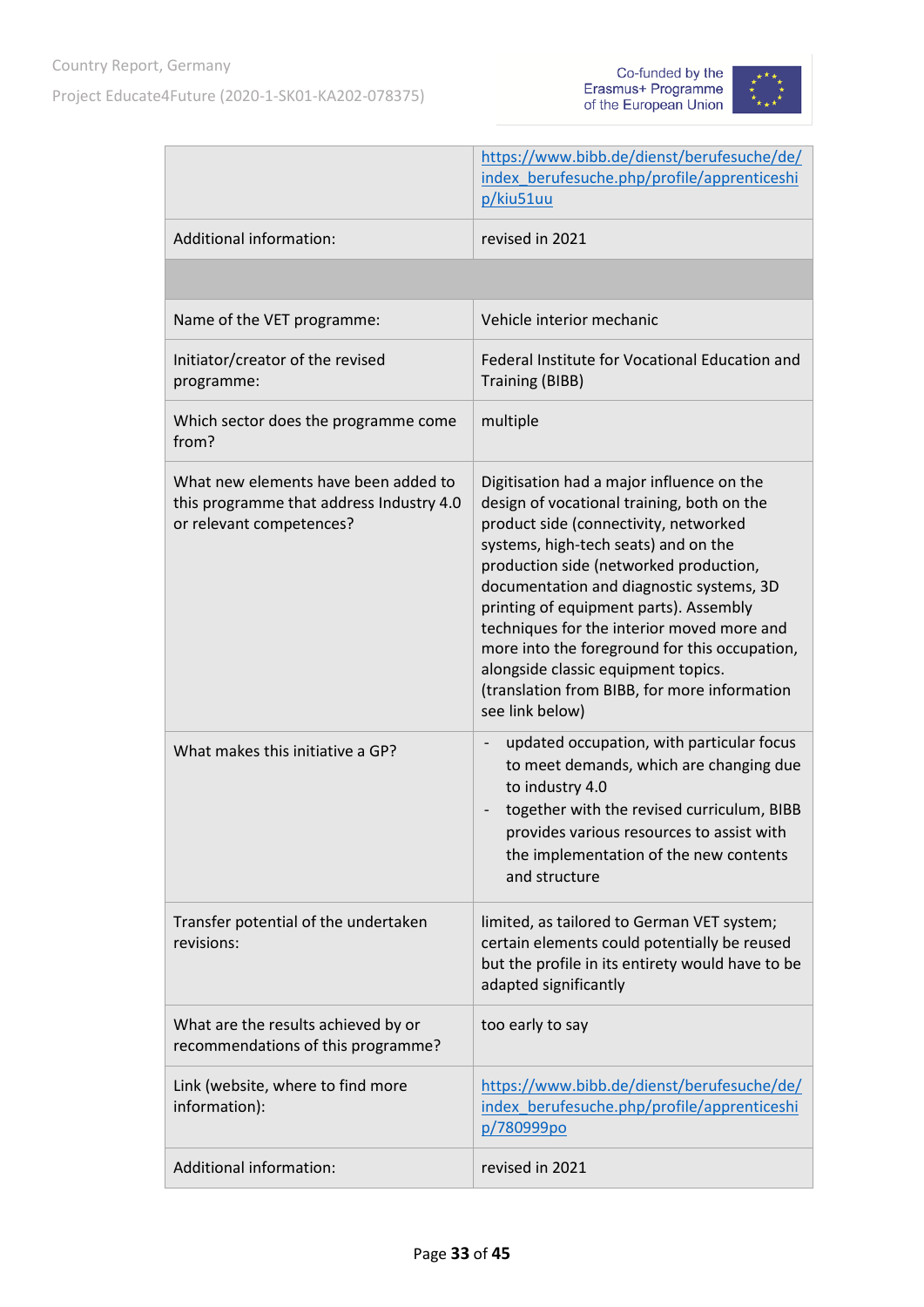| | |
|---|---|
| | https://www.bibb.de/dienst/berufesuche/de/index_berufesuche.php/profile/apprenticeship/kiu51uu |
| Additional information: | revised in 2021 |
| | |
| Name of the VET programme: | Vehicle interior mechanic |
| Initiator/creator of the revised programme: | Federal Institute for Vocational Education and Training (BIBB) |
| Which sector does the programme come from? | multiple |
| What new elements have been added to this programme that address Industry 4.0 or relevant competences? | Digitisation had a major influence on the design of vocational training, both on the product side (connectivity, networked systems, high-tech seats) and on the production side (networked production, documentation and diagnostic systems, 3D printing of equipment parts). Assembly techniques for the interior moved more and more into the foreground for this occupation, alongside classic equipment topics. (translation from BIBB, for more information see link below) |
| What makes this initiative a GP? | - updated occupation, with particular focus to meet demands, which are changing due to industry 4.0<br>- together with the revised curriculum, BIBB provides various resources to assist with the implementation of the new contents and structure |
| Transfer potential of the undertaken revisions: | limited, as tailored to German VET system; certain elements could potentially be reused but the profile in its entirety would have to be adapted significantly |
| What are the results achieved by or recommendations of this programme? | too early to say |
| Link (website, where to find more information): | https://www.bibb.de/dienst/berufesuche/de/index_berufesuche.php/profile/apprenticeship/780999po |
| Additional information: | revised in 2021 |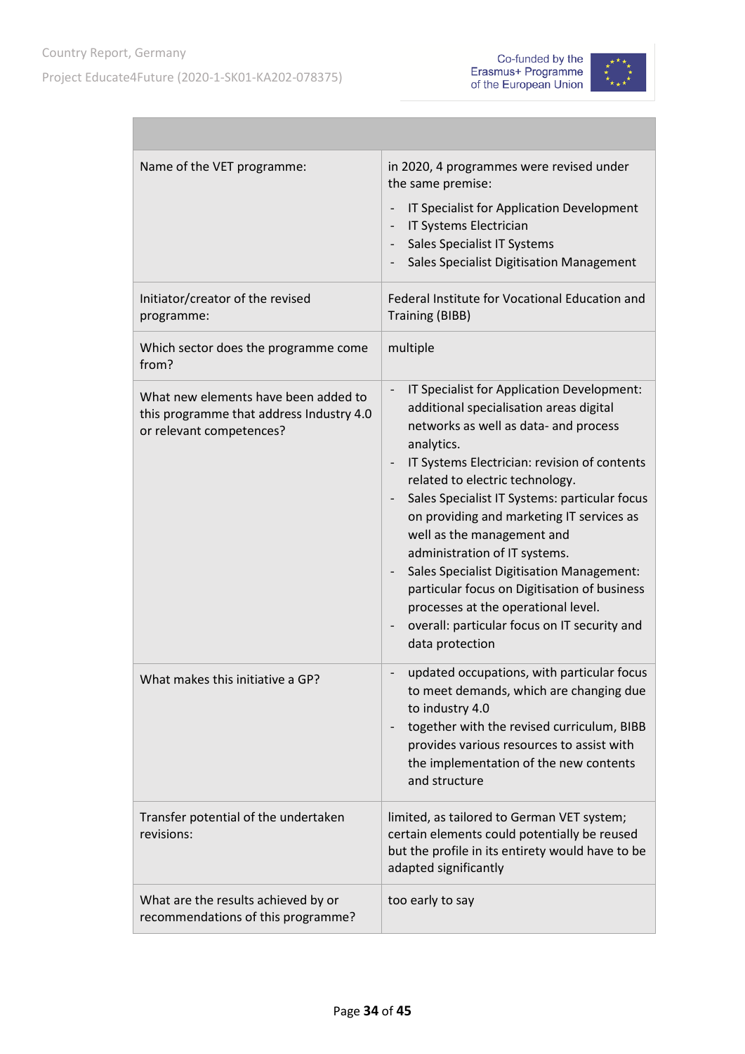| | |
|---|---|
| Name of the VET programme: | in 2020, 4 programmes were revised under the same premise:<br>- IT Specialist for Application Development<br>- IT Systems Electrician<br>- Sales Specialist IT Systems<br>- Sales Specialist Digitisation Management |
| Initiator/creator of the revised programme: | Federal Institute for Vocational Education and Training (BIBB) |
| Which sector does the programme come from? | multiple |
| What new elements have been added to this programme that address Industry 4.0 or relevant competences? | - IT Specialist for Application Development: additional specialisation areas digital networks as well as data- and process analytics.<br>- IT Systems Electrician: revision of contents related to electric technology.<br>- Sales Specialist IT Systems: particular focus on providing and marketing IT services as well as the management and administration of IT systems.<br>- Sales Specialist Digitisation Management: particular focus on Digitisation of business processes at the operational level.<br>- overall: particular focus on IT security and data protection |
| What makes this initiative a GP? | - updated occupations, with particular focus to meet demands, which are changing due to industry 4.0<br>- together with the revised curriculum, BIBB provides various resources to assist with the implementation of the new contents and structure |
| Transfer potential of the undertaken revisions: | limited, as tailored to German VET system; certain elements could potentially be reused but the profile in its entirety would have to be adapted significantly |
| What are the results achieved by or recommendations of this programme? | too early to say |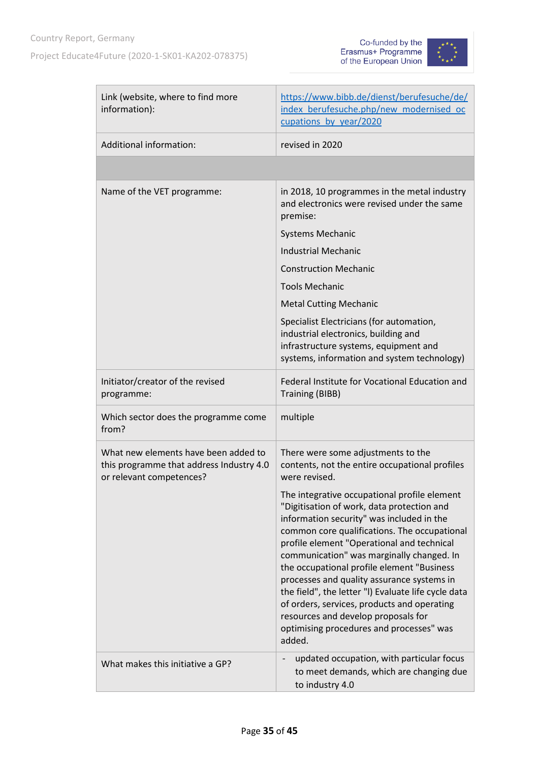| | |
|---|---|
| Link (website, where to find more information): | https://www.bibb.de/dienst/berufesuche/de/index_berufesuche.php/new_modernised_occupations_by_year/2020 |
| Additional information: | revised in 2020 |
| | |
| Name of the VET programme: | in 2018, 10 programmes in the metal industry and electronics were revised under the same premise:<br><br>Systems Mechanic<br><br>Industrial Mechanic<br><br>Construction Mechanic<br><br>Tools Mechanic<br><br>Metal Cutting Mechanic<br><br>Specialist Electricians (for automation, industrial electronics, building and infrastructure systems, equipment and systems, information and system technology) |
| Initiator/creator of the revised programme: | Federal Institute for Vocational Education and Training (BIBB) |
| Which sector does the programme come from? | multiple |
| What new elements have been added to this programme that address Industry 4.0 or relevant competences? | There were some adjustments to the contents, not the entire occupational profiles were revised.<br><br>The integrative occupational profile element "Digitisation of work, data protection and information security" was included in the common core qualifications. The occupational profile element "Operational and technical communication" was marginally changed. In the occupational profile element "Business processes and quality assurance systems in the field", the letter "l) Evaluate life cycle data of orders, services, products and operating resources and develop proposals for optimising procedures and processes" was added. |
| What makes this initiative a GP? | - updated occupation, with particular focus to meet demands, which are changing due to industry 4.0 |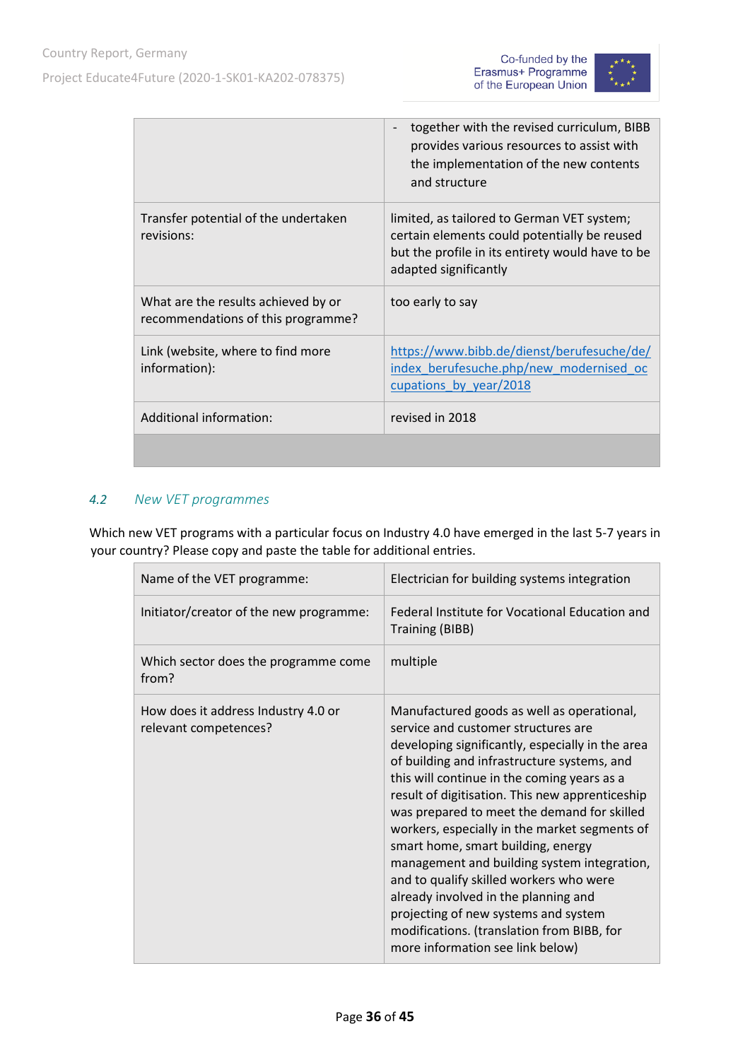| | |
|---|---|
| | - together with the revised curriculum, BIBB provides various resources to assist with the implementation of the new contents and structure |
| Transfer potential of the undertaken revisions: | limited, as tailored to German VET system; certain elements could potentially be reused but the profile in its entirety would have to be adapted significantly |
| What are the results achieved by or recommendations of this programme? | too early to say |
| Link (website, where to find more information): | https://www.bibb.de/dienst/berufesuche/de/index_berufesuche.php/new_modernised_occupations_by_year/2018 |
| Additional information: | revised in 2018 |
| | |

### 4.2 *New VET programmes*

Which new VET programs with a particular focus on Industry 4.0 have emerged in the last 5-7 years in your country? Please copy and paste the table for additional entries.

| | |
|---|---|
| Name of the VET programme: | Electrician for building systems integration |
| Initiator/creator of the new programme: | Federal Institute for Vocational Education and Training (BIBB) |
| Which sector does the programme come from? | multiple |
| How does it address Industry 4.0 or relevant competences? | Manufactured goods as well as operational, service and customer structures are developing significantly, especially in the area of building and infrastructure systems, and this will continue in the coming years as a result of digitisation. This new apprenticeship was prepared to meet the demand for skilled workers, especially in the market segments of smart home, smart building, energy management and building system integration, and to qualify skilled workers who were already involved in the planning and projecting of new systems and system modifications. (translation from BIBB, for more information see link below) |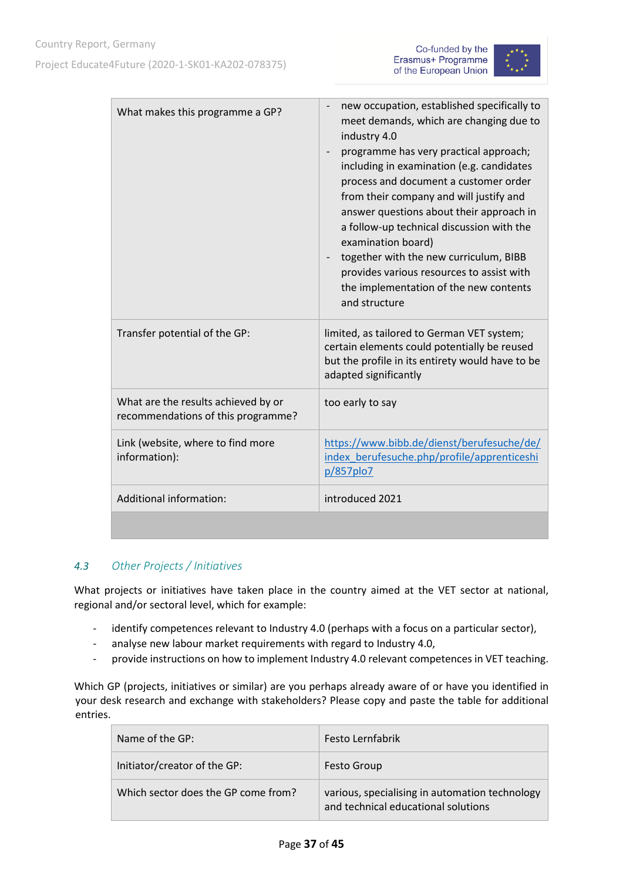| | |
|---|---|
| What makes this programme a GP? | - new occupation, established specifically to meet demands, which are changing due to industry 4.0<br>- programme has very practical approach; including in examination (e.g. candidates process and document a customer order from their company and will justify and answer questions about their approach in a follow-up technical discussion with the examination board)<br>- together with the new curriculum, BIBB provides various resources to assist with the implementation of the new contents and structure |
| Transfer potential of the GP: | limited, as tailored to German VET system; certain elements could potentially be reused but the profile in its entirety would have to be adapted significantly |
| What are the results achieved by or recommendations of this programme? | too early to say |
| Link (website, where to find more information): | https://www.bibb.de/dienst/berufesuche/de/index_berufesuche.php/profile/apprenticeship/857plo7 |
| Additional information: | introduced 2021 |
| | |

### *4.3 Other Projects / Initiatives*

What projects or initiatives have taken place in the country aimed at the VET sector at national, regional and/or sectoral level, which for example:

- identify competences relevant to Industry 4.0 (perhaps with a focus on a particular sector),
- analyse new labour market requirements with regard to Industry 4.0,
- provide instructions on how to implement Industry 4.0 relevant competences in VET teaching.

Which GP (projects, initiatives or similar) are you perhaps already aware of or have you identified in your desk research and exchange with stakeholders? Please copy and paste the table for additional entries.

| | |
|---|---|
| Name of the GP: | Festo Lernfabrik |
| Initiator/creator of the GP: | Festo Group |
| Which sector does the GP come from? | various, specialising in automation technology and technical educational solutions |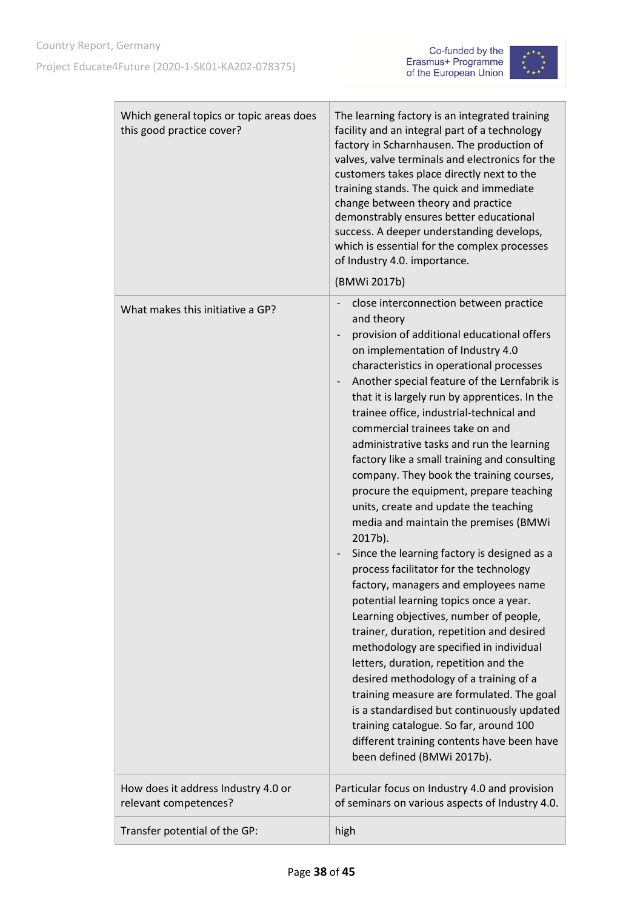| Which general topics or topic areas does this good practice cover? | The learning factory is an integrated training facility and an integral part of a technology factory in Scharnhausen. The production of valves, valve terminals and electronics for the customers takes place directly next to the training stands. The quick and immediate change between theory and practice demonstrably ensures better educational success. A deeper understanding develops, which is essential for the complex processes of Industry 4.0. importance.<br><br>(BMWi 2017b) |
|---|---|
| What makes this initiative a GP? | - close interconnection between practice and theory<br>- provision of additional educational offers on implementation of Industry 4.0 characteristics in operational processes<br>- Another special feature of the Lernfabrik is that it is largely run by apprentices. In the trainee office, industrial-technical and commercial trainees take on and administrative tasks and run the learning factory like a small training and consulting company. They book the training courses, procure the equipment, prepare teaching units, create and update the teaching media and maintain the premises (BMWi 2017b).<br>- Since the learning factory is designed as a process facilitator for the technology factory, managers and employees name potential learning topics once a year. Learning objectives, number of people, trainer, duration, repetition and desired methodology are specified in individual letters, duration, repetition and the desired methodology of a training of a training measure are formulated. The goal is a standardised but continuously updated training catalogue. So far, around 100 different training contents have been have been defined (BMWi 2017b). |
| How does it address Industry 4.0 or relevant competences? | Particular focus on Industry 4.0 and provision of seminars on various aspects of Industry 4.0. |
| Transfer potential of the GP: | high |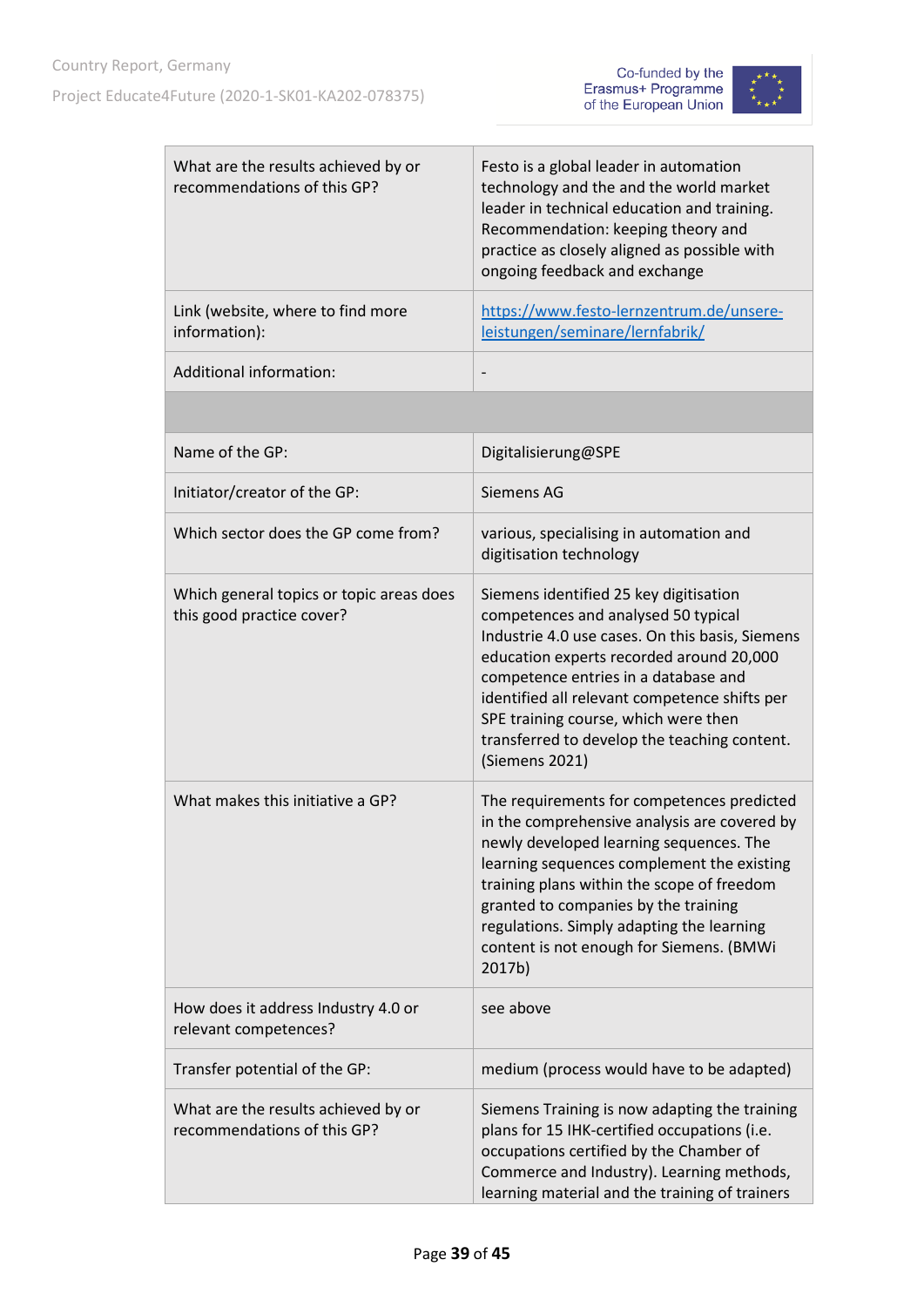| | |
|---|---|
| What are the results achieved by or recommendations of this GP? | Festo is a global leader in automation technology and the and the world market leader in technical education and training. Recommendation: keeping theory and practice as closely aligned as possible with ongoing feedback and exchange |
| Link (website, where to find more information): | https://www.festo-lernzentrum.de/unsere-leistungen/seminare/lernfabrik/ |
| Additional information: | - |
| | |
| Name of the GP: | Digitalisierung@SPE |
| Initiator/creator of the GP: | Siemens AG |
| Which sector does the GP come from? | various, specialising in automation and digitisation technology |
| Which general topics or topic areas does this good practice cover? | Siemens identified 25 key digitisation competences and analysed 50 typical Industrie 4.0 use cases. On this basis, Siemens education experts recorded around 20,000 competence entries in a database and identified all relevant competence shifts per SPE training course, which were then transferred to develop the teaching content. (Siemens 2021) |
| What makes this initiative a GP? | The requirements for competences predicted in the comprehensive analysis are covered by newly developed learning sequences. The learning sequences complement the existing training plans within the scope of freedom granted to companies by the training regulations. Simply adapting the learning content is not enough for Siemens. (BMWi 2017b) |
| How does it address Industry 4.0 or relevant competences? | see above |
| Transfer potential of the GP: | medium (process would have to be adapted) |
| What are the results achieved by or recommendations of this GP? | Siemens Training is now adapting the training plans for 15 IHK-certified occupations (i.e. occupations certified by the Chamber of Commerce and Industry). Learning methods, learning material and the training of trainers |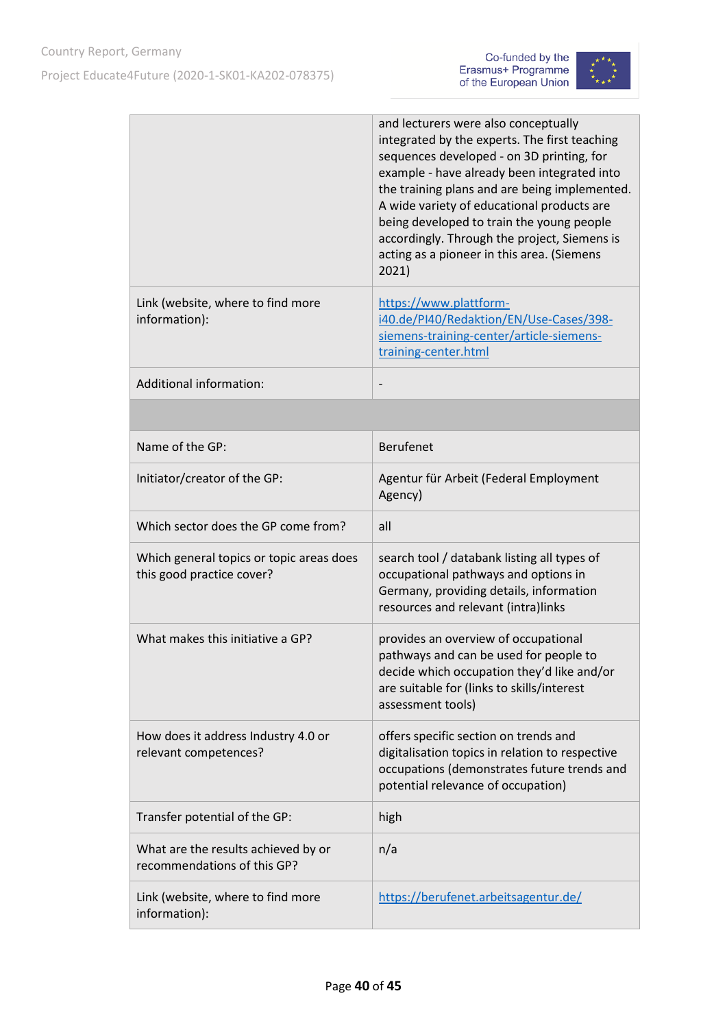| | |
|---|---|
| | and lecturers were also conceptually integrated by the experts. The first teaching sequences developed - on 3D printing, for example - have already been integrated into the training plans and are being implemented. A wide variety of educational products are being developed to train the young people accordingly. Through the project, Siemens is acting as a pioneer in this area. (Siemens 2021) |
| Link (website, where to find more information): | https://www.plattform-i40.de/PI40/Redaktion/EN/Use-Cases/398-siemens-training-center/article-siemens-training-center.html |
| Additional information: | - |
| | |
| Name of the GP: | Berufenet |
| Initiator/creator of the GP: | Agentur für Arbeit (Federal Employment Agency) |
| Which sector does the GP come from? | all |
| Which general topics or topic areas does this good practice cover? | search tool / databank listing all types of occupational pathways and options in Germany, providing details, information resources and relevant (intra)links |
| What makes this initiative a GP? | provides an overview of occupational pathways and can be used for people to decide which occupation they'd like and/or are suitable for (links to skills/interest assessment tools) |
| How does it address Industry 4.0 or relevant competences? | offers specific section on trends and digitalisation topics in relation to respective occupations (demonstrates future trends and potential relevance of occupation) |
| Transfer potential of the GP: | high |
| What are the results achieved by or recommendations of this GP? | n/a |
| Link (website, where to find more information): | https://berufenet.arbeitsagentur.de/ |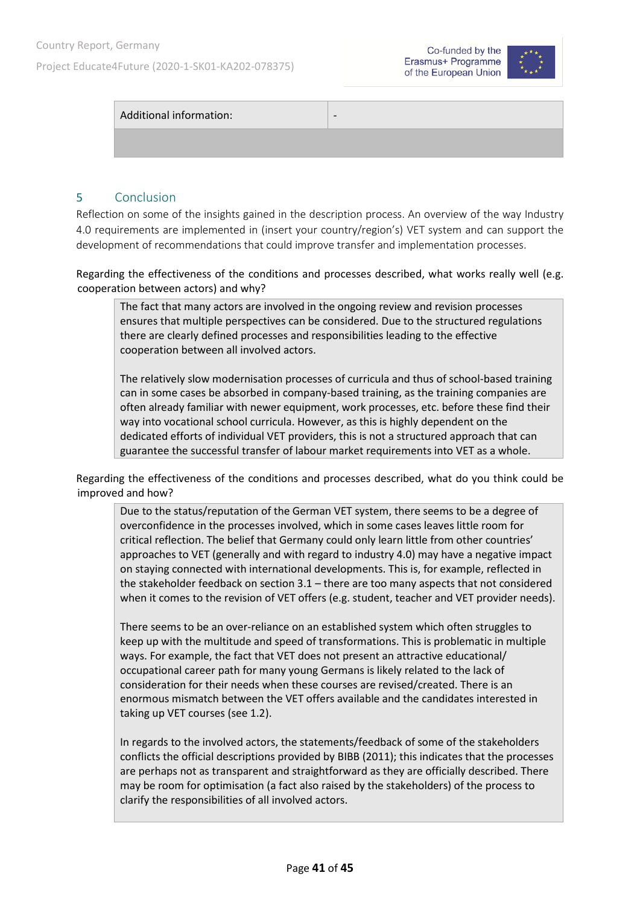| Additional information: | - |
|---|---|
| | |

## 5 Conclusion

Reflection on some of the insights gained in the description process. An overview of the way Industry 4.0 requirements are implemented in (insert your country/region's) VET system and can support the development of recommendations that could improve transfer and implementation processes.

Regarding the effectiveness of the conditions and processes described, what works really well (e.g. cooperation between actors) and why?

> The fact that many actors are involved in the ongoing review and revision processes ensures that multiple perspectives can be considered. Due to the structured regulations there are clearly defined processes and responsibilities leading to the effective cooperation between all involved actors.
>
> The relatively slow modernisation processes of curricula and thus of school-based training can in some cases be absorbed in company-based training, as the training companies are often already familiar with newer equipment, work processes, etc. before these find their way into vocational school curricula. However, as this is highly dependent on the dedicated efforts of individual VET providers, this is not a structured approach that can guarantee the successful transfer of labour market requirements into VET as a whole.

Regarding the effectiveness of the conditions and processes described, what do you think could be improved and how?

> Due to the status/reputation of the German VET system, there seems to be a degree of overconfidence in the processes involved, which in some cases leaves little room for critical reflection. The belief that Germany could only learn little from other countries' approaches to VET (generally and with regard to industry 4.0) may have a negative impact on staying connected with international developments. This is, for example, reflected in the stakeholder feedback on section 3.1 – there are too many aspects that not considered when it comes to the revision of VET offers (e.g. student, teacher and VET provider needs).
>
> There seems to be an over-reliance on an established system which often struggles to keep up with the multitude and speed of transformations. This is problematic in multiple ways. For example, the fact that VET does not present an attractive educational/ occupational career path for many young Germans is likely related to the lack of consideration for their needs when these courses are revised/created. There is an enormous mismatch between the VET offers available and the candidates interested in taking up VET courses (see 1.2).
>
> In regards to the involved actors, the statements/feedback of some of the stakeholders conflicts the official descriptions provided by BIBB (2011); this indicates that the processes are perhaps not as transparent and straightforward as they are officially described. There may be room for optimisation (a fact also raised by the stakeholders) of the process to clarify the responsibilities of all involved actors.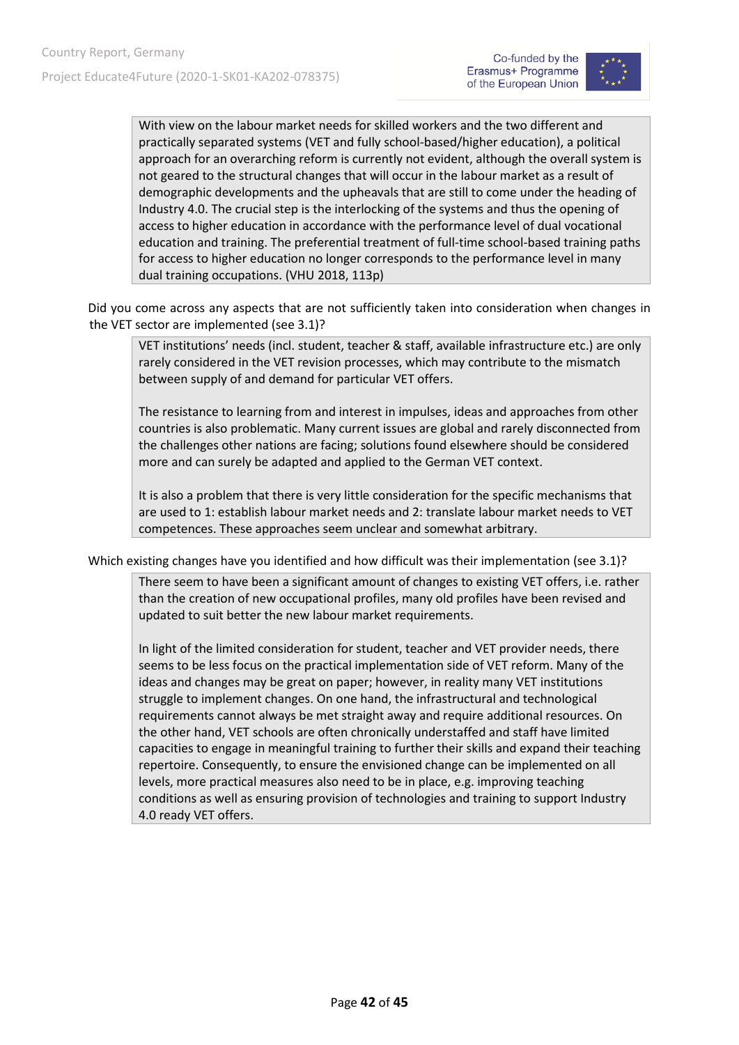With view on the labour market needs for skilled workers and the two different and practically separated systems (VET and fully school-based/higher education), a political approach for an overarching reform is currently not evident, although the overall system is not geared to the structural changes that will occur in the labour market as a result of demographic developments and the upheavals that are still to come under the heading of Industry 4.0. The crucial step is the interlocking of the systems and thus the opening of access to higher education in accordance with the performance level of dual vocational education and training. The preferential treatment of full-time school-based training paths for access to higher education no longer corresponds to the performance level in many dual training occupations. (VHU 2018, 113p)

Did you come across any aspects that are not sufficiently taken into consideration when changes in the VET sector are implemented (see 3.1)?

VET institutions' needs (incl. student, teacher & staff, available infrastructure etc.) are only rarely considered in the VET revision processes, which may contribute to the mismatch between supply of and demand for particular VET offers.

The resistance to learning from and interest in impulses, ideas and approaches from other countries is also problematic. Many current issues are global and rarely disconnected from the challenges other nations are facing; solutions found elsewhere should be considered more and can surely be adapted and applied to the German VET context.

It is also a problem that there is very little consideration for the specific mechanisms that are used to 1: establish labour market needs and 2: translate labour market needs to VET competences. These approaches seem unclear and somewhat arbitrary.

Which existing changes have you identified and how difficult was their implementation (see 3.1)?

There seem to have been a significant amount of changes to existing VET offers, i.e. rather than the creation of new occupational profiles, many old profiles have been revised and updated to suit better the new labour market requirements.

In light of the limited consideration for student, teacher and VET provider needs, there seems to be less focus on the practical implementation side of VET reform. Many of the ideas and changes may be great on paper; however, in reality many VET institutions struggle to implement changes. On one hand, the infrastructural and technological requirements cannot always be met straight away and require additional resources. On the other hand, VET schools are often chronically understaffed and staff have limited capacities to engage in meaningful training to further their skills and expand their teaching repertoire. Consequently, to ensure the envisioned change can be implemented on all levels, more practical measures also need to be in place, e.g. improving teaching conditions as well as ensuring provision of technologies and training to support Industry 4.0 ready VET offers.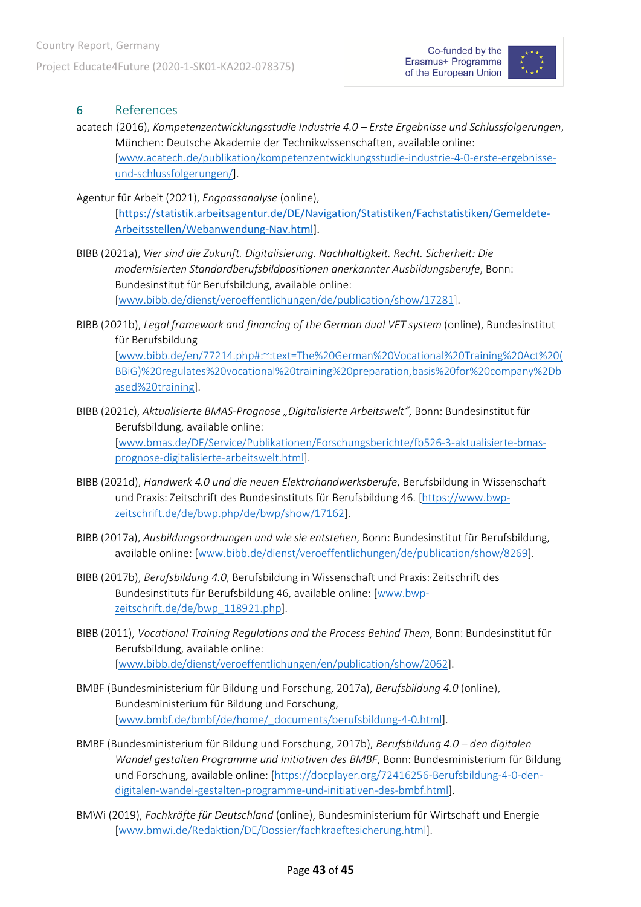## 6 References

acatech (2016), *Kompetenzentwicklungsstudie Industrie 4.0 – Erste Ergebnisse und Schlussfolgerungen*, München: Deutsche Akademie der Technikwissenschaften, available online: [www.acatech.de/publikation/kompetenzentwicklungsstudie-industrie-4-0-erste-ergebnisse-und-schlussfolgerungen/].

Agentur für Arbeit (2021), *Engpassanalyse* (online), [https://statistik.arbeitsagentur.de/DE/Navigation/Statistiken/Fachstatistiken/Gemeldete-Arbeitsstellen/Webanwendung-Nav.html].

BIBB (2021a), *Vier sind die Zukunft. Digitalisierung. Nachhaltigkeit. Recht. Sicherheit: Die modernisierten Standardberufsbildpositionen anerkannter Ausbildungsberufe*, Bonn: Bundesinstitut für Berufsbildung, available online: [www.bibb.de/dienst/veroeffentlichungen/de/publication/show/17281].

BIBB (2021b), *Legal framework and financing of the German dual VET system* (online), Bundesinstitut für Berufsbildung [www.bibb.de/en/77214.php#:~:text=The%20German%20Vocational%20Training%20Act%20(BBiG)%20regulates%20vocational%20training%20preparation,basis%20for%20company%2Dbased%20training].

BIBB (2021c), *Aktualisierte BMAS-Prognose „Digitalisierte Arbeitswelt"*, Bonn: Bundesinstitut für Berufsbildung, available online: [www.bmas.de/DE/Service/Publikationen/Forschungsberichte/fb526-3-aktualisierte-bmas-prognose-digitalisierte-arbeitswelt.html].

BIBB (2021d), *Handwerk 4.0 und die neuen Elektrohandwerksberufe*, Berufsbildung in Wissenschaft und Praxis: Zeitschrift des Bundesinstituts für Berufsbildung 46. [https://www.bwp-zeitschrift.de/de/bwp.php/de/bwp/show/17162].

BIBB (2017a), *Ausbildungsordnungen und wie sie entstehen*, Bonn: Bundesinstitut für Berufsbildung, available online: [www.bibb.de/dienst/veroeffentlichungen/de/publication/show/8269].

BIBB (2017b), *Berufsbildung 4.0*, Berufsbildung in Wissenschaft und Praxis: Zeitschrift des Bundesinstituts für Berufsbildung 46, available online: [www.bwp-zeitschrift.de/de/bwp_118921.php].

BIBB (2011), *Vocational Training Regulations and the Process Behind Them*, Bonn: Bundesinstitut für Berufsbildung, available online: [www.bibb.de/dienst/veroeffentlichungen/en/publication/show/2062].

BMBF (Bundesministerium für Bildung und Forschung, 2017a), *Berufsbildung 4.0* (online), Bundesministerium für Bildung und Forschung, [www.bmbf.de/bmbf/de/home/_documents/berufsbildung-4-0.html].

BMBF (Bundesministerium für Bildung und Forschung, 2017b), *Berufsbildung 4.0 – den digitalen Wandel gestalten Programme und Initiativen des BMBF*, Bonn: Bundesministerium für Bildung und Forschung, available online: [https://docplayer.org/72416256-Berufsbildung-4-0-den-digitalen-wandel-gestalten-programme-und-initiativen-des-bmbf.html].

BMWi (2019), *Fachkräfte für Deutschland* (online), Bundesministerium für Wirtschaft und Energie [www.bmwi.de/Redaktion/DE/Dossier/fachkraeftesicherung.html].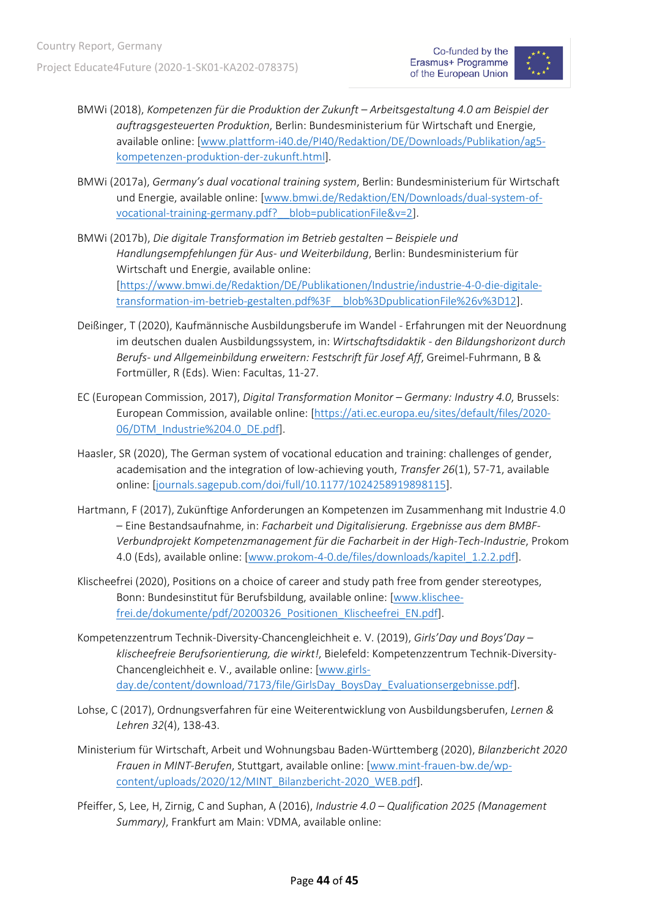BMWi (2018), *Kompetenzen für die Produktion der Zukunft – Arbeitsgestaltung 4.0 am Beispiel der auftragsgesteuerten Produktion*, Berlin: Bundesministerium für Wirtschaft und Energie, available online: [www.plattform-i40.de/PI40/Redaktion/DE/Downloads/Publikation/ag5-kompetenzen-produktion-der-zukunft.html].

BMWi (2017a), *Germany's dual vocational training system*, Berlin: Bundesministerium für Wirtschaft und Energie, available online: [www.bmwi.de/Redaktion/EN/Downloads/dual-system-of-vocational-training-germany.pdf?__blob=publicationFile&v=2].

BMWi (2017b), *Die digitale Transformation im Betrieb gestalten – Beispiele und Handlungsempfehlungen für Aus- und Weiterbildung*, Berlin: Bundesministerium für Wirtschaft und Energie, available online: [https://www.bmwi.de/Redaktion/DE/Publikationen/Industrie/industrie-4-0-die-digitale-transformation-im-betrieb-gestalten.pdf%3F__blob%3DpublicationFile%26v%3D12].

Deißinger, T (2020), Kaufmännische Ausbildungsberufe im Wandel - Erfahrungen mit der Neuordnung im deutschen dualen Ausbildungssystem, in: *Wirtschaftsdidaktik - den Bildungshorizont durch Berufs- und Allgemeinbildung erweitern: Festschrift für Josef Aff*, Greimel-Fuhrmann, B & Fortmüller, R (Eds). Wien: Facultas, 11-27.

EC (European Commission, 2017), *Digital Transformation Monitor – Germany: Industry 4.0*, Brussels: European Commission, available online: [https://ati.ec.europa.eu/sites/default/files/2020-06/DTM_Industrie%204.0_DE.pdf].

Haasler, SR (2020), The German system of vocational education and training: challenges of gender, academisation and the integration of low-achieving youth, *Transfer 26*(1), 57-71, available online: [journals.sagepub.com/doi/full/10.1177/1024258919898115].

Hartmann, F (2017), Zukünftige Anforderungen an Kompetenzen im Zusammenhang mit Industrie 4.0 – Eine Bestandsaufnahme, in: *Facharbeit und Digitalisierung. Ergebnisse aus dem BMBF-Verbundprojekt Kompetenzmanagement für die Facharbeit in der High-Tech-Industrie*, Prokom 4.0 (Eds), available online: [www.prokom-4-0.de/files/downloads/kapitel_1.2.2.pdf].

Klischeefrei (2020), Positions on a choice of career and study path free from gender stereotypes, Bonn: Bundesinstitut für Berufsbildung, available online: [www.klischee-frei.de/dokumente/pdf/20200326_Positionen_Klischeefrei_EN.pdf].

Kompetenzzentrum Technik-Diversity-Chancengleichheit e. V. (2019), *Girls'Day und Boys'Day – klischeefreie Berufsorientierung, die wirkt!*, Bielefeld: Kompetenzzentrum Technik-Diversity-Chancengleichheit e. V., available online: [www.girls-day.de/content/download/7173/file/GirlsDay_BoysDay_Evaluationsergebnisse.pdf].

Lohse, C (2017), Ordnungsverfahren für eine Weiterentwicklung von Ausbildungsberufen, *Lernen & Lehren 32*(4), 138-43.

Ministerium für Wirtschaft, Arbeit und Wohnungsbau Baden-Württemberg (2020), *Bilanzbericht 2020 Frauen in MINT-Berufen*, Stuttgart, available online: [www.mint-frauen-bw.de/wp-content/uploads/2020/12/MINT_Bilanzbericht-2020_WEB.pdf].

Pfeiffer, S, Lee, H, Zirnig, C and Suphan, A (2016), *Industrie 4.0 – Qualification 2025 (Management Summary)*, Frankfurt am Main: VDMA, available online: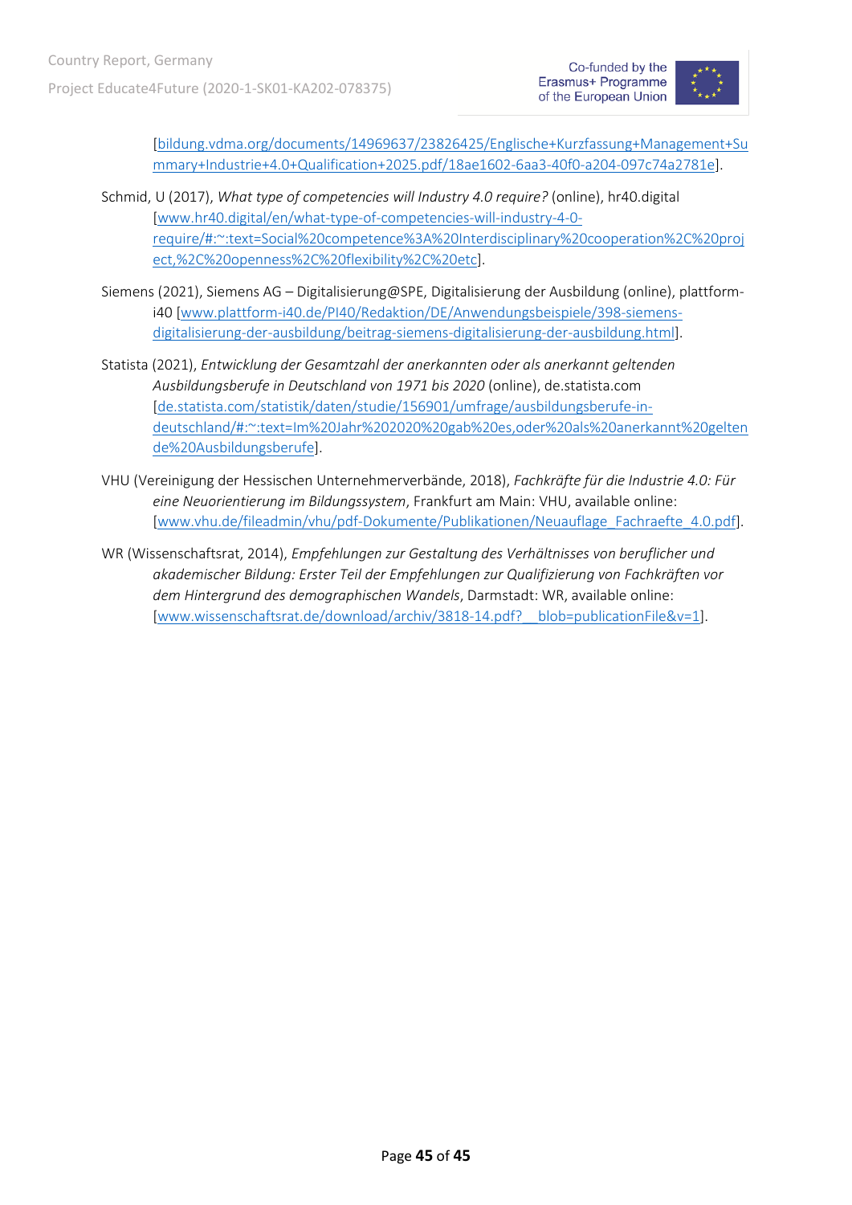[bildung.vdma.org/documents/14969637/23826425/Englische+Kurzfassung+Management+Summary+Industrie+4.0+Qualification+2025.pdf/18ae1602-6aa3-40f0-a204-097c74a2781e].

Schmid, U (2017), *What type of competencies will Industry 4.0 require?* (online), hr40.digital [www.hr40.digital/en/what-type-of-competencies-will-industry-4-0-require/#:~:text=Social%20competence%3A%20Interdisciplinary%20cooperation%2C%20project,%2C%20openness%2C%20flexibility%2C%20etc].

Siemens (2021), Siemens AG – Digitalisierung@SPE, Digitalisierung der Ausbildung (online), plattform-i40 [www.plattform-i40.de/PI40/Redaktion/DE/Anwendungsbeispiele/398-siemens-digitalisierung-der-ausbildung/beitrag-siemens-digitalisierung-der-ausbildung.html].

Statista (2021), *Entwicklung der Gesamtzahl der anerkannten oder als anerkannt geltenden Ausbildungsberufe in Deutschland von 1971 bis 2020* (online), de.statista.com [de.statista.com/statistik/daten/studie/156901/umfrage/ausbildungsberufe-in-deutschland/#:~:text=Im%20Jahr%202020%20gab%20es,oder%20als%20anerkannt%20geltende%20Ausbildungsberufe].

VHU (Vereinigung der Hessischen Unternehmerverbände, 2018), *Fachkräfte für die Industrie 4.0: Für eine Neuorientierung im Bildungssystem*, Frankfurt am Main: VHU, available online: [www.vhu.de/fileadmin/vhu/pdf-Dokumente/Publikationen/Neuauflage_Fachraefte_4.0.pdf].

WR (Wissenschaftsrat, 2014), *Empfehlungen zur Gestaltung des Verhältnisses von beruflicher und akademischer Bildung: Erster Teil der Empfehlungen zur Qualifizierung von Fachkräften vor dem Hintergrund des demographischen Wandels*, Darmstadt: WR, available online: [www.wissenschaftsrat.de/download/archiv/3818-14.pdf?__blob=publicationFile&v=1].